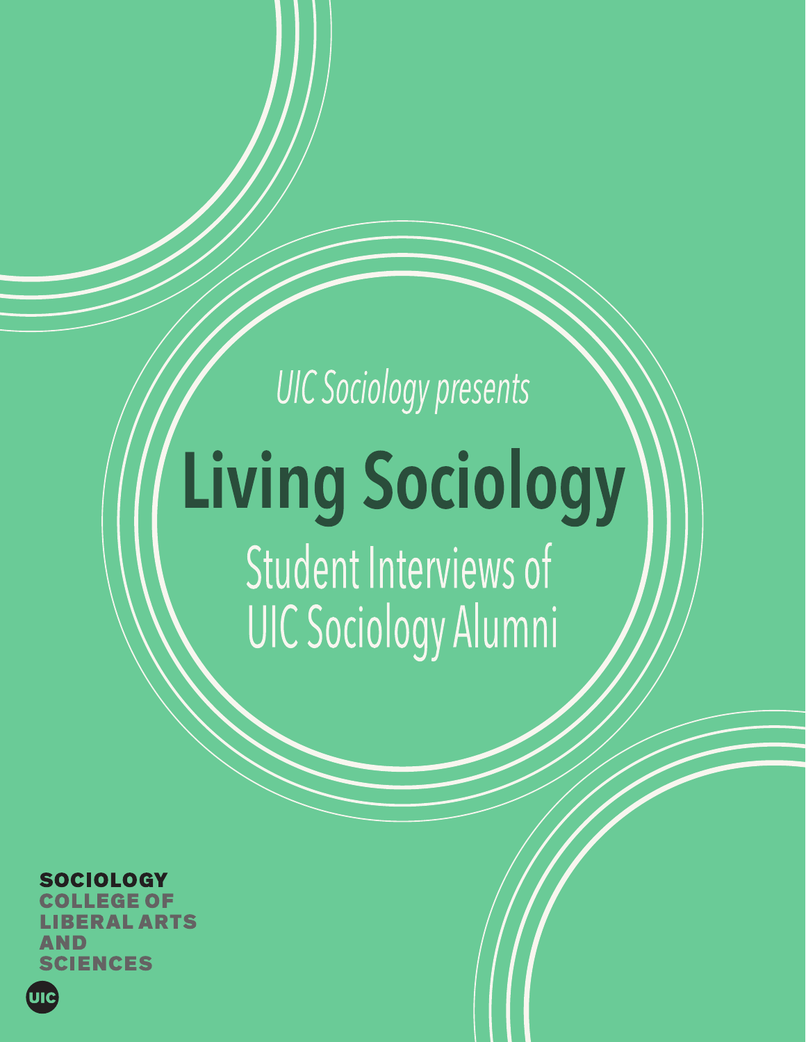*UIC Sociology presents*

# Living Sociology

## Student Interviews of UIC Sociology Alumni

**SOCIOLOGY**
COLLEGE OF LIBERAL ARTS AND SCIENCES

UIC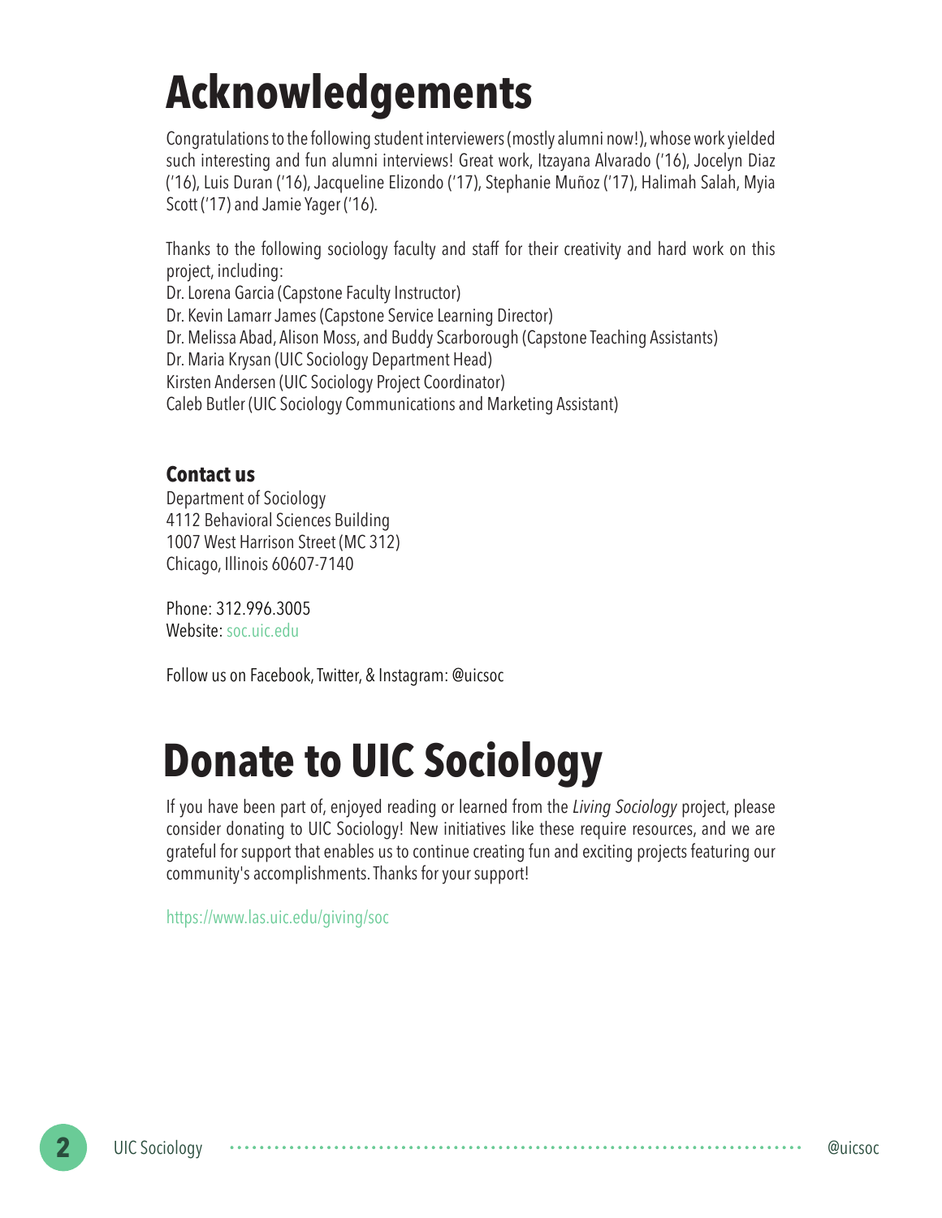# Acknowledgements

Congratulations to the following student interviewers (mostly alumni now!), whose work yielded such interesting and fun alumni interviews! Great work, Itzayana Alvarado ('16), Jocelyn Diaz ('16), Luis Duran ('16), Jacqueline Elizondo ('17), Stephanie Muñoz ('17), Halimah Salah, Myia Scott ('17) and Jamie Yager ('16).

Thanks to the following sociology faculty and staff for their creativity and hard work on this project, including:
Dr. Lorena Garcia (Capstone Faculty Instructor)
Dr. Kevin Lamarr James (Capstone Service Learning Director)
Dr. Melissa Abad, Alison Moss, and Buddy Scarborough (Capstone Teaching Assistants)
Dr. Maria Krysan (UIC Sociology Department Head)
Kirsten Andersen (UIC Sociology Project Coordinator)
Caleb Butler (UIC Sociology Communications and Marketing Assistant)

### Contact us

Department of Sociology
4112 Behavioral Sciences Building
1007 West Harrison Street (MC 312)
Chicago, Illinois 60607-7140

Phone: 312.996.3005
Website: soc.uic.edu

Follow us on Facebook, Twitter, & Instagram: @uicsoc

# Donate to UIC Sociology

If you have been part of, enjoyed reading or learned from the *Living Sociology* project, please consider donating to UIC Sociology! New initiatives like these require resources, and we are grateful for support that enables us to continue creating fun and exciting projects featuring our community's accomplishments. Thanks for your support!

https://www.las.uic.edu/giving/soc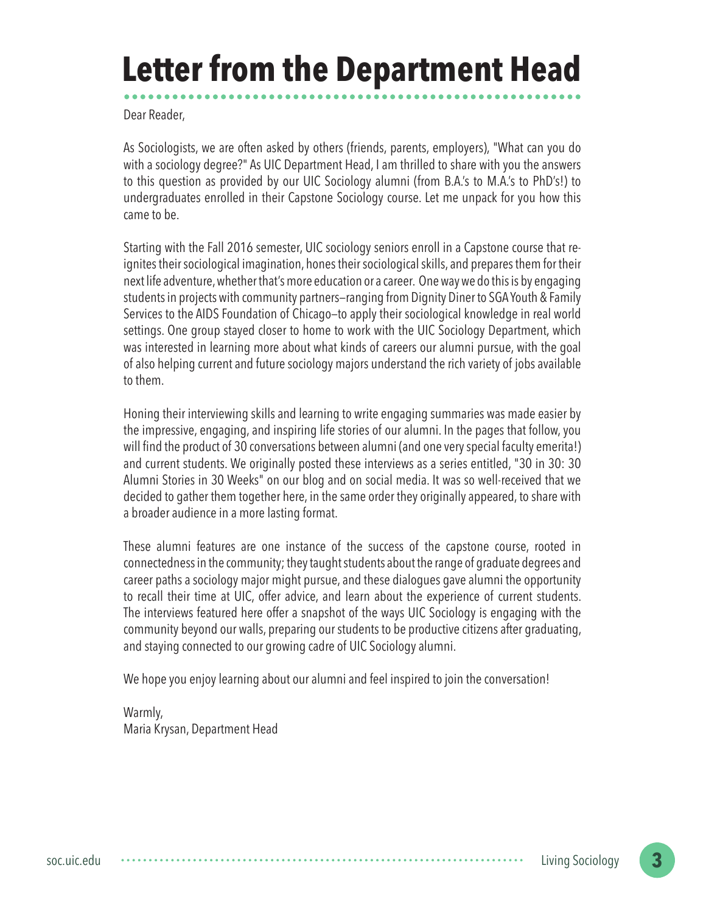# Letter from the Department Head

Dear Reader,

As Sociologists, we are often asked by others (friends, parents, employers), "What can you do with a sociology degree?" As UIC Department Head, I am thrilled to share with you the answers to this question as provided by our UIC Sociology alumni (from B.A.'s to M.A.'s to PhD's!) to undergraduates enrolled in their Capstone Sociology course. Let me unpack for you how this came to be.

Starting with the Fall 2016 semester, UIC sociology seniors enroll in a Capstone course that re-ignites their sociological imagination, hones their sociological skills, and prepares them for their next life adventure, whether that's more education or a career. One way we do this is by engaging students in projects with community partners—ranging from Dignity Diner to SGA Youth & Family Services to the AIDS Foundation of Chicago—to apply their sociological knowledge in real world settings. One group stayed closer to home to work with the UIC Sociology Department, which was interested in learning more about what kinds of careers our alumni pursue, with the goal of also helping current and future sociology majors understand the rich variety of jobs available to them.

Honing their interviewing skills and learning to write engaging summaries was made easier by the impressive, engaging, and inspiring life stories of our alumni. In the pages that follow, you will find the product of 30 conversations between alumni (and one very special faculty emerita!) and current students. We originally posted these interviews as a series entitled, "30 in 30: 30 Alumni Stories in 30 Weeks" on our blog and on social media. It was so well-received that we decided to gather them together here, in the same order they originally appeared, to share with a broader audience in a more lasting format.

These alumni features are one instance of the success of the capstone course, rooted in connectedness in the community; they taught students about the range of graduate degrees and career paths a sociology major might pursue, and these dialogues gave alumni the opportunity to recall their time at UIC, offer advice, and learn about the experience of current students. The interviews featured here offer a snapshot of the ways UIC Sociology is engaging with the community beyond our walls, preparing our students to be productive citizens after graduating, and staying connected to our growing cadre of UIC Sociology alumni.

We hope you enjoy learning about our alumni and feel inspired to join the conversation!

Warmly,  
Maria Krysan, Department Head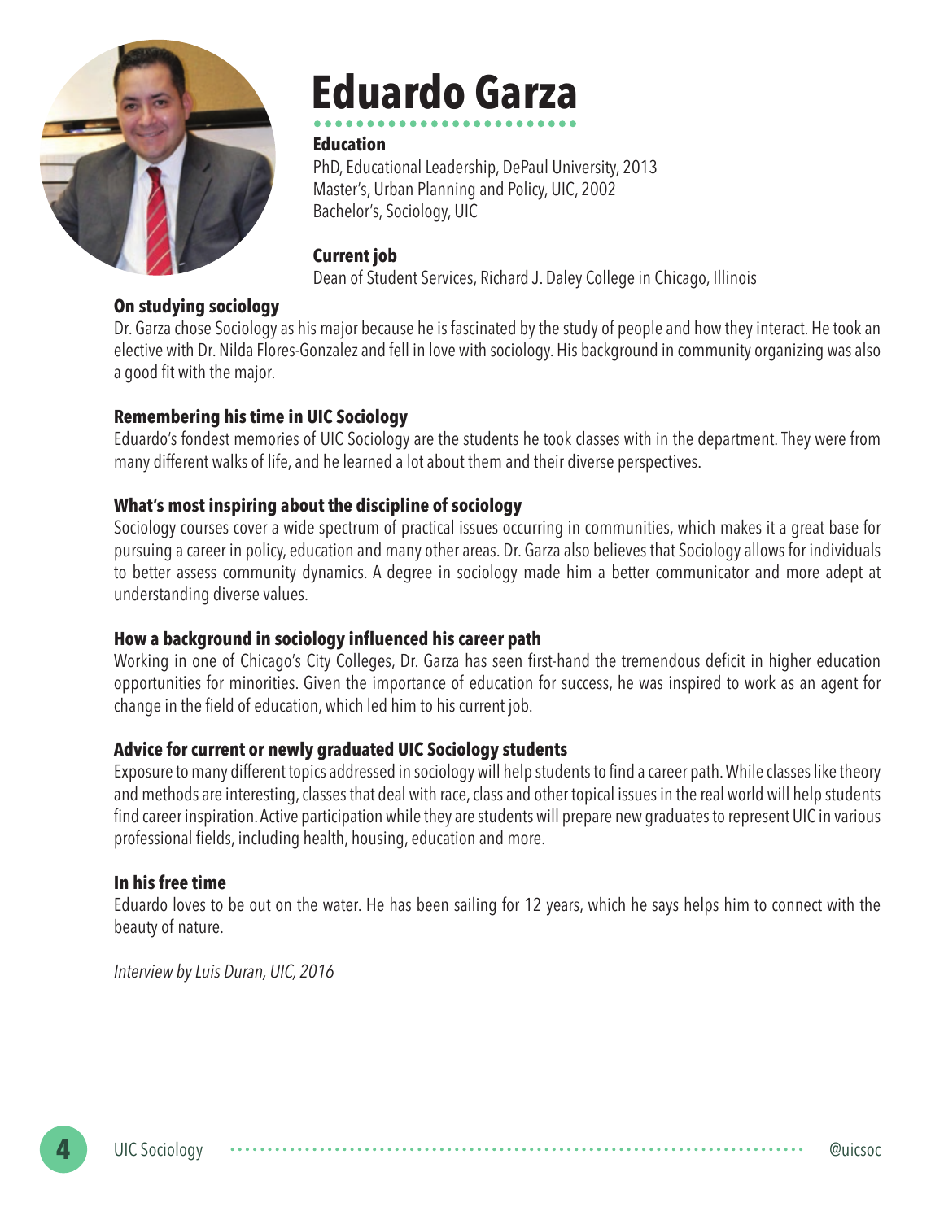# Eduardo Garza

**Education**

PhD, Educational Leadership, DePaul University, 2013
Master's, Urban Planning and Policy, UIC, 2002
Bachelor's, Sociology, UIC

**Current job**

Dean of Student Services, Richard J. Daley College in Chicago, Illinois

### On studying sociology

Dr. Garza chose Sociology as his major because he is fascinated by the study of people and how they interact. He took an elective with Dr. Nilda Flores-Gonzalez and fell in love with sociology. His background in community organizing was also a good fit with the major.

### Remembering his time in UIC Sociology

Eduardo's fondest memories of UIC Sociology are the students he took classes with in the department. They were from many different walks of life, and he learned a lot about them and their diverse perspectives.

### What's most inspiring about the discipline of sociology

Sociology courses cover a wide spectrum of practical issues occurring in communities, which makes it a great base for pursuing a career in policy, education and many other areas. Dr. Garza also believes that Sociology allows for individuals to better assess community dynamics. A degree in sociology made him a better communicator and more adept at understanding diverse values.

### How a background in sociology influenced his career path

Working in one of Chicago's City Colleges, Dr. Garza has seen first-hand the tremendous deficit in higher education opportunities for minorities. Given the importance of education for success, he was inspired to work as an agent for change in the field of education, which led him to his current job.

### Advice for current or newly graduated UIC Sociology students

Exposure to many different topics addressed in sociology will help students to find a career path. While classes like theory and methods are interesting, classes that deal with race, class and other topical issues in the real world will help students find career inspiration. Active participation while they are students will prepare new graduates to represent UIC in various professional fields, including health, housing, education and more.

### In his free time

Eduardo loves to be out on the water. He has been sailing for 12 years, which he says helps him to connect with the beauty of nature.

*Interview by Luis Duran, UIC, 2016*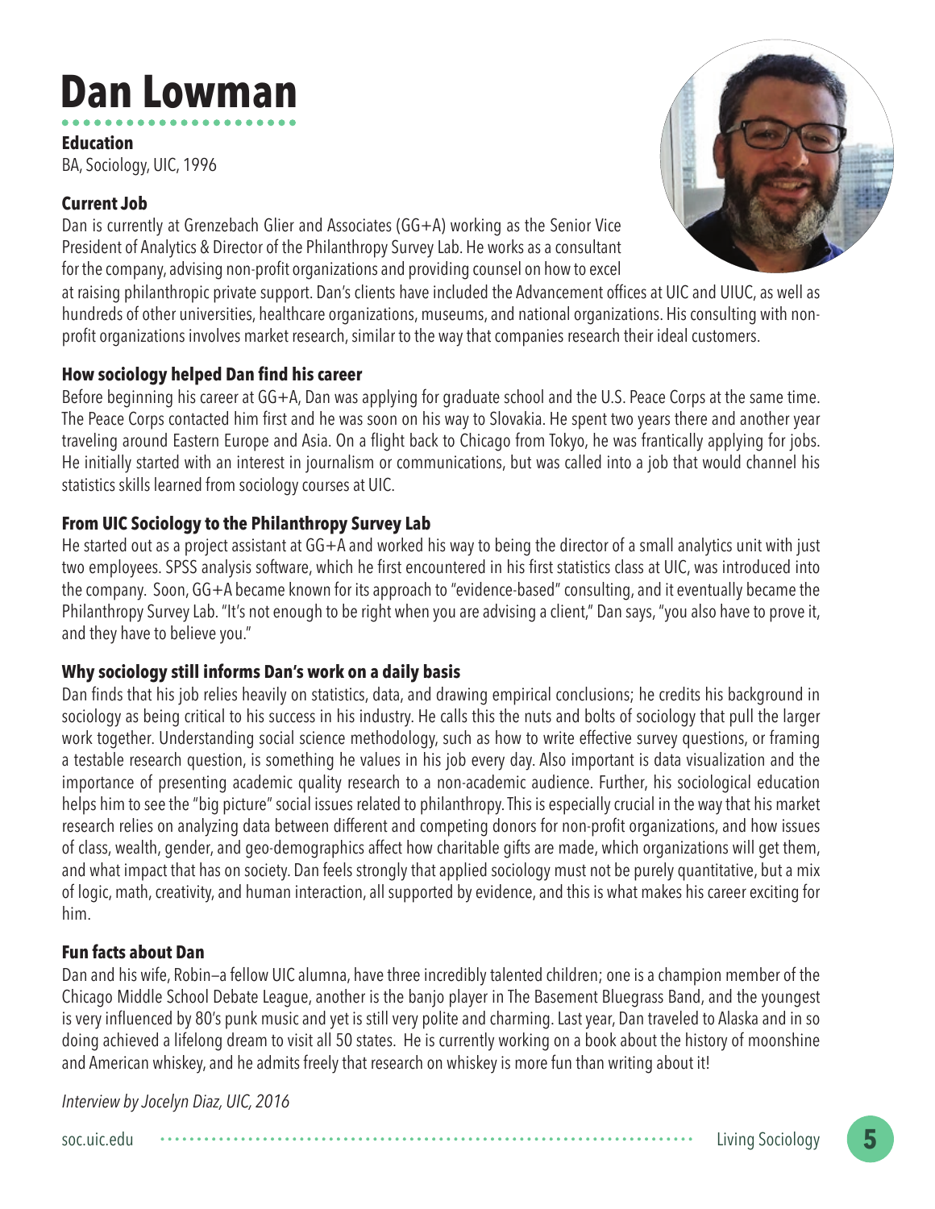# Dan Lowman

### Education

BA, Sociology, UIC, 1996

### Current Job

Dan is currently at Grenzebach Glier and Associates (GG+A) working as the Senior Vice President of Analytics & Director of the Philanthropy Survey Lab. He works as a consultant for the company, advising non-profit organizations and providing counsel on how to excel at raising philanthropic private support. Dan's clients have included the Advancement offices at UIC and UIUC, as well as hundreds of other universities, healthcare organizations, museums, and national organizations. His consulting with non-profit organizations involves market research, similar to the way that companies research their ideal customers.

### How sociology helped Dan find his career

Before beginning his career at GG+A, Dan was applying for graduate school and the U.S. Peace Corps at the same time. The Peace Corps contacted him first and he was soon on his way to Slovakia. He spent two years there and another year traveling around Eastern Europe and Asia. On a flight back to Chicago from Tokyo, he was frantically applying for jobs. He initially started with an interest in journalism or communications, but was called into a job that would channel his statistics skills learned from sociology courses at UIC.

### From UIC Sociology to the Philanthropy Survey Lab

He started out as a project assistant at GG+A and worked his way to being the director of a small analytics unit with just two employees. SPSS analysis software, which he first encountered in his first statistics class at UIC, was introduced into the company. Soon, GG+A became known for its approach to "evidence-based" consulting, and it eventually became the Philanthropy Survey Lab. "It's not enough to be right when you are advising a client," Dan says, "you also have to prove it, and they have to believe you."

### Why sociology still informs Dan's work on a daily basis

Dan finds that his job relies heavily on statistics, data, and drawing empirical conclusions; he credits his background in sociology as being critical to his success in his industry. He calls this the nuts and bolts of sociology that pull the larger work together. Understanding social science methodology, such as how to write effective survey questions, or framing a testable research question, is something he values in his job every day. Also important is data visualization and the importance of presenting academic quality research to a non-academic audience. Further, his sociological education helps him to see the "big picture" social issues related to philanthropy. This is especially crucial in the way that his market research relies on analyzing data between different and competing donors for non-profit organizations, and how issues of class, wealth, gender, and geo-demographics affect how charitable gifts are made, which organizations will get them, and what impact that has on society. Dan feels strongly that applied sociology must not be purely quantitative, but a mix of logic, math, creativity, and human interaction, all supported by evidence, and this is what makes his career exciting for him.

### Fun facts about Dan

Dan and his wife, Robin—a fellow UIC alumna, have three incredibly talented children; one is a champion member of the Chicago Middle School Debate League, another is the banjo player in The Basement Bluegrass Band, and the youngest is very influenced by 80's punk music and yet is still very polite and charming. Last year, Dan traveled to Alaska and in so doing achieved a lifelong dream to visit all 50 states. He is currently working on a book about the history of moonshine and American whiskey, and he admits freely that research on whiskey is more fun than writing about it!

*Interview by Jocelyn Diaz, UIC, 2016*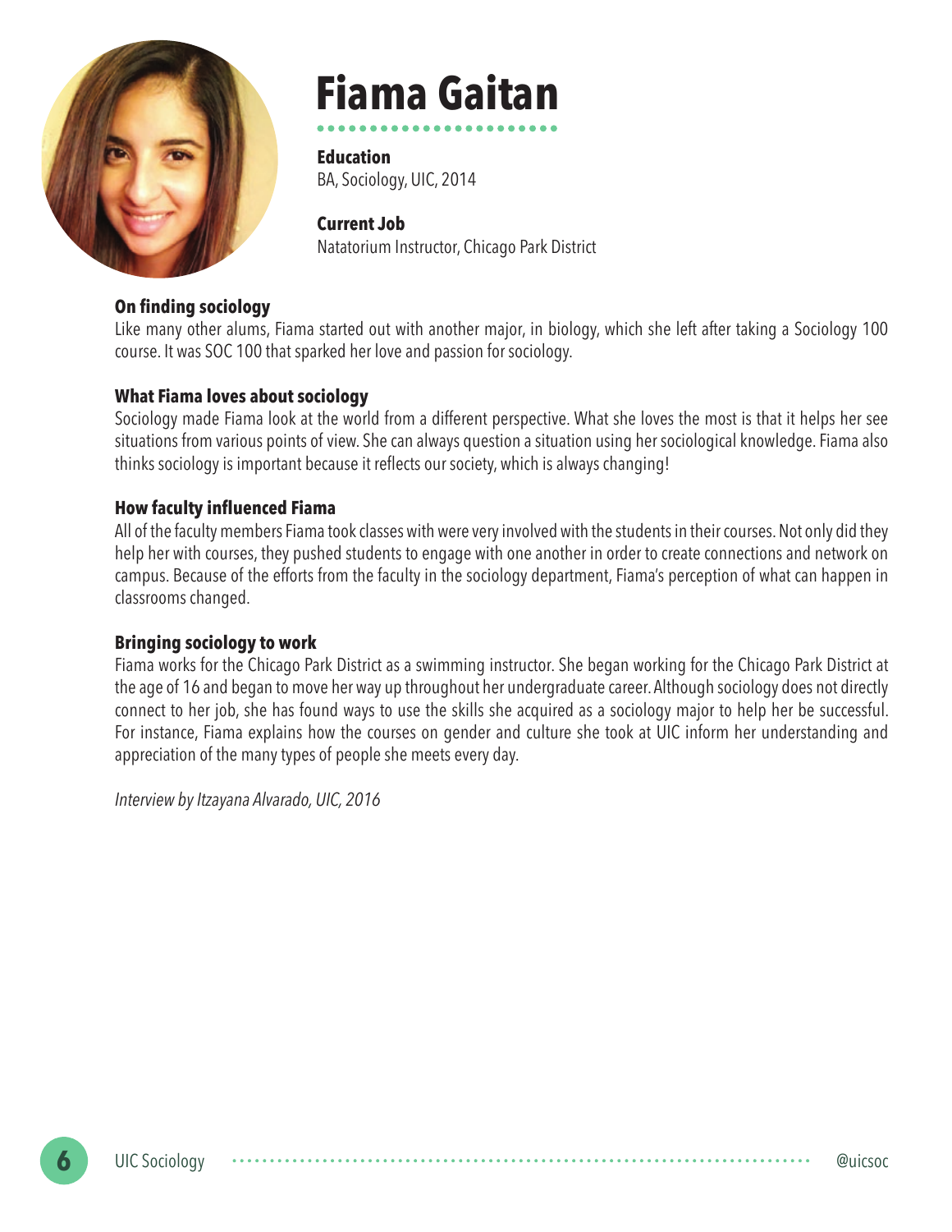# Fiama Gaitan

**Education**
BA, Sociology, UIC, 2014

**Current Job**
Natatorium Instructor, Chicago Park District

### On finding sociology

Like many other alums, Fiama started out with another major, in biology, which she left after taking a Sociology 100 course. It was SOC 100 that sparked her love and passion for sociology.

### What Fiama loves about sociology

Sociology made Fiama look at the world from a different perspective. What she loves the most is that it helps her see situations from various points of view. She can always question a situation using her sociological knowledge. Fiama also thinks sociology is important because it reflects our society, which is always changing!

### How faculty influenced Fiama

All of the faculty members Fiama took classes with were very involved with the students in their courses. Not only did they help her with courses, they pushed students to engage with one another in order to create connections and network on campus. Because of the efforts from the faculty in the sociology department, Fiama's perception of what can happen in classrooms changed.

### Bringing sociology to work

Fiama works for the Chicago Park District as a swimming instructor. She began working for the Chicago Park District at the age of 16 and began to move her way up throughout her undergraduate career. Although sociology does not directly connect to her job, she has found ways to use the skills she acquired as a sociology major to help her be successful. For instance, Fiama explains how the courses on gender and culture she took at UIC inform her understanding and appreciation of the many types of people she meets every day.

*Interview by Itzayana Alvarado, UIC, 2016*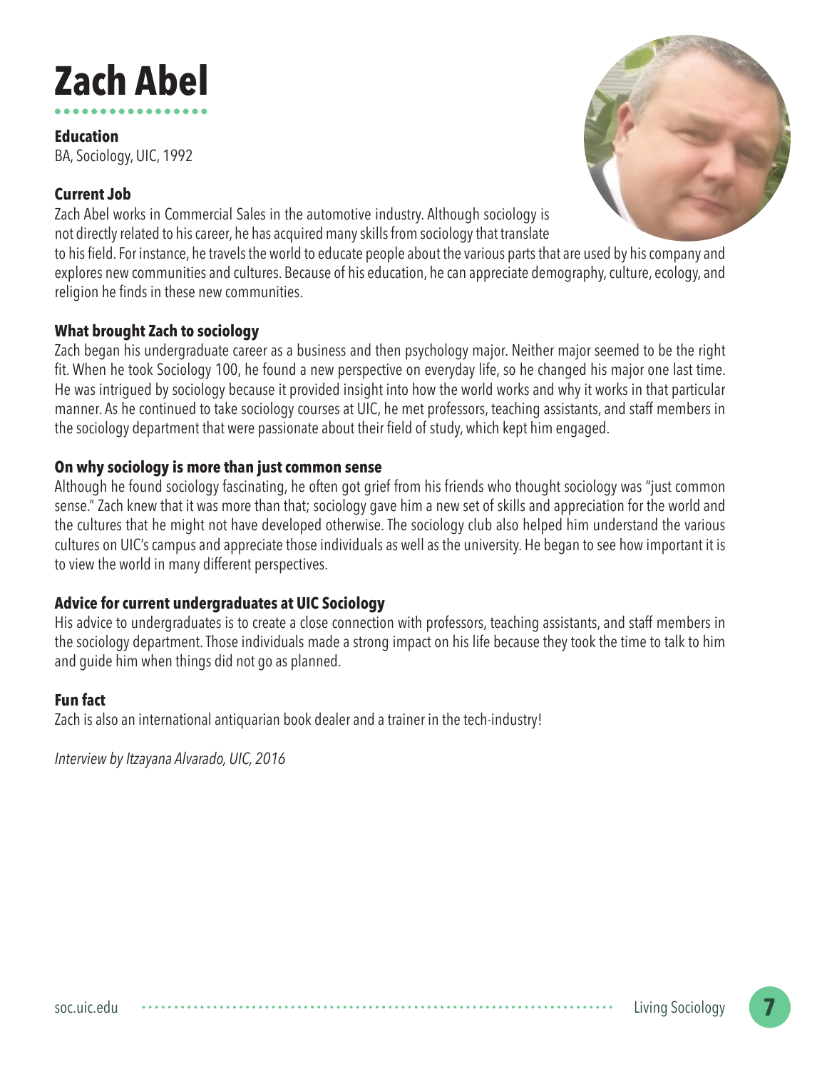# Zach Abel

**Education**
BA, Sociology, UIC, 1992

**Current Job**
Zach Abel works in Commercial Sales in the automotive industry. Although sociology is not directly related to his career, he has acquired many skills from sociology that translate to his field. For instance, he travels the world to educate people about the various parts that are used by his company and explores new communities and cultures. Because of his education, he can appreciate demography, culture, ecology, and religion he finds in these new communities.

**What brought Zach to sociology**
Zach began his undergraduate career as a business and then psychology major. Neither major seemed to be the right fit. When he took Sociology 100, he found a new perspective on everyday life, so he changed his major one last time. He was intrigued by sociology because it provided insight into how the world works and why it works in that particular manner. As he continued to take sociology courses at UIC, he met professors, teaching assistants, and staff members in the sociology department that were passionate about their field of study, which kept him engaged.

**On why sociology is more than just common sense**
Although he found sociology fascinating, he often got grief from his friends who thought sociology was "just common sense." Zach knew that it was more than that; sociology gave him a new set of skills and appreciation for the world and the cultures that he might not have developed otherwise. The sociology club also helped him understand the various cultures on UIC's campus and appreciate those individuals as well as the university. He began to see how important it is to view the world in many different perspectives.

**Advice for current undergraduates at UIC Sociology**
His advice to undergraduates is to create a close connection with professors, teaching assistants, and staff members in the sociology department. Those individuals made a strong impact on his life because they took the time to talk to him and guide him when things did not go as planned.

**Fun fact**
Zach is also an international antiquarian book dealer and a trainer in the tech-industry!

*Interview by Itzayana Alvarado, UIC, 2016*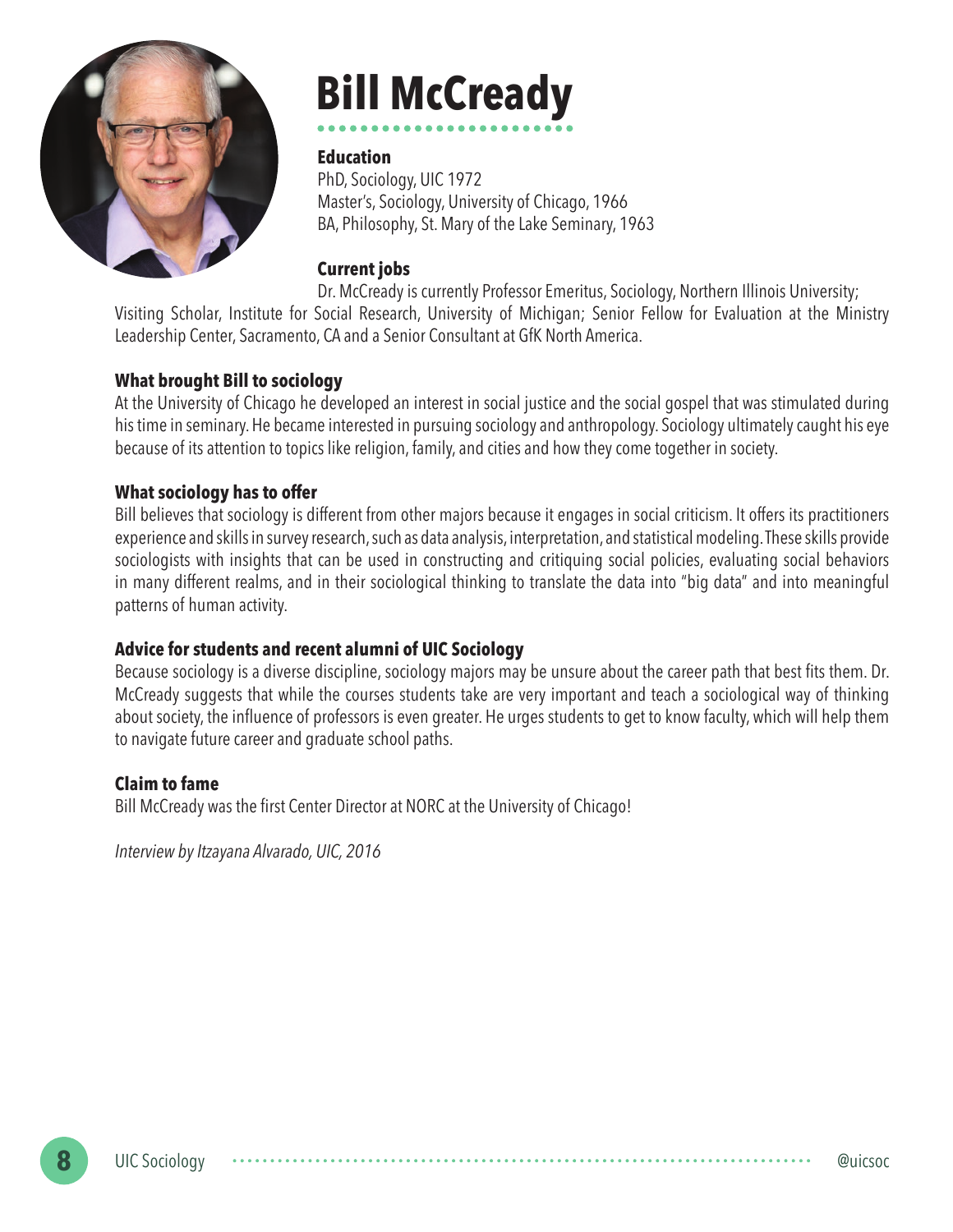# Bill McCready

### Education

PhD, Sociology, UIC 1972
Master's, Sociology, University of Chicago, 1966
BA, Philosophy, St. Mary of the Lake Seminary, 1963

### Current jobs

Dr. McCready is currently Professor Emeritus, Sociology, Northern Illinois University; Visiting Scholar, Institute for Social Research, University of Michigan; Senior Fellow for Evaluation at the Ministry Leadership Center, Sacramento, CA and a Senior Consultant at GfK North America.

### What brought Bill to sociology

At the University of Chicago he developed an interest in social justice and the social gospel that was stimulated during his time in seminary. He became interested in pursuing sociology and anthropology. Sociology ultimately caught his eye because of its attention to topics like religion, family, and cities and how they come together in society.

### What sociology has to offer

Bill believes that sociology is different from other majors because it engages in social criticism. It offers its practitioners experience and skills in survey research, such as data analysis, interpretation, and statistical modeling. These skills provide sociologists with insights that can be used in constructing and critiquing social policies, evaluating social behaviors in many different realms, and in their sociological thinking to translate the data into "big data" and into meaningful patterns of human activity.

### Advice for students and recent alumni of UIC Sociology

Because sociology is a diverse discipline, sociology majors may be unsure about the career path that best fits them. Dr. McCready suggests that while the courses students take are very important and teach a sociological way of thinking about society, the influence of professors is even greater. He urges students to get to know faculty, which will help them to navigate future career and graduate school paths.

### Claim to fame

Bill McCready was the first Center Director at NORC at the University of Chicago!

*Interview by Itzayana Alvarado, UIC, 2016*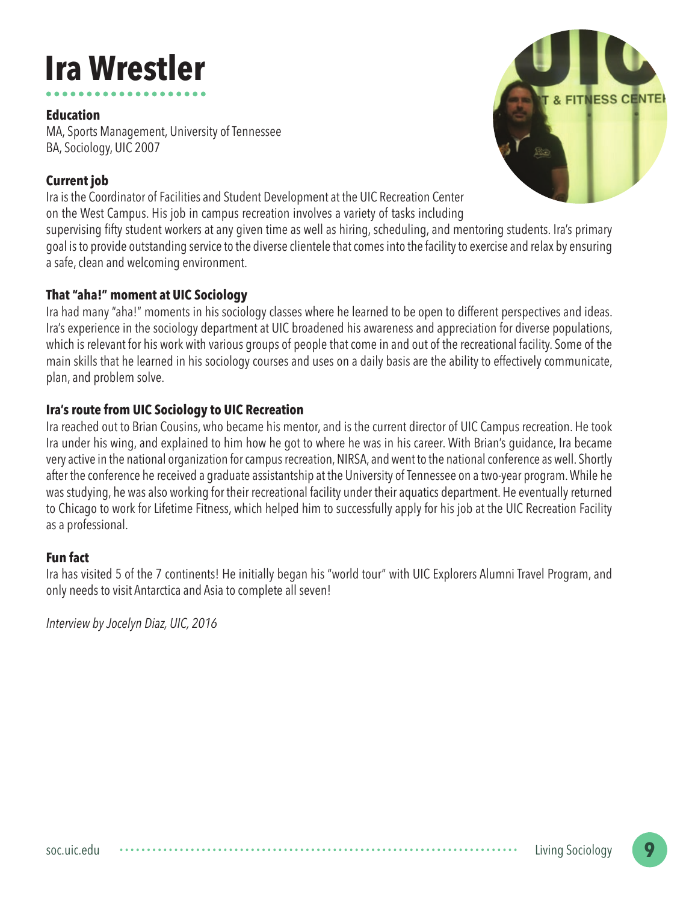# Ira Wrestler

### Education

MA, Sports Management, University of Tennessee
BA, Sociology, UIC 2007

### Current job

Ira is the Coordinator of Facilities and Student Development at the UIC Recreation Center on the West Campus. His job in campus recreation involves a variety of tasks including supervising fifty student workers at any given time as well as hiring, scheduling, and mentoring students. Ira's primary goal is to provide outstanding service to the diverse clientele that comes into the facility to exercise and relax by ensuring a safe, clean and welcoming environment.

### That "aha!" moment at UIC Sociology

Ira had many "aha!" moments in his sociology classes where he learned to be open to different perspectives and ideas. Ira's experience in the sociology department at UIC broadened his awareness and appreciation for diverse populations, which is relevant for his work with various groups of people that come in and out of the recreational facility. Some of the main skills that he learned in his sociology courses and uses on a daily basis are the ability to effectively communicate, plan, and problem solve.

### Ira's route from UIC Sociology to UIC Recreation

Ira reached out to Brian Cousins, who became his mentor, and is the current director of UIC Campus recreation. He took Ira under his wing, and explained to him how he got to where he was in his career. With Brian's guidance, Ira became very active in the national organization for campus recreation, NIRSA, and went to the national conference as well. Shortly after the conference he received a graduate assistantship at the University of Tennessee on a two-year program. While he was studying, he was also working for their recreational facility under their aquatics department. He eventually returned to Chicago to work for Lifetime Fitness, which helped him to successfully apply for his job at the UIC Recreation Facility as a professional.

### Fun fact

Ira has visited 5 of the 7 continents! He initially began his "world tour" with UIC Explorers Alumni Travel Program, and only needs to visit Antarctica and Asia to complete all seven!

*Interview by Jocelyn Diaz, UIC, 2016*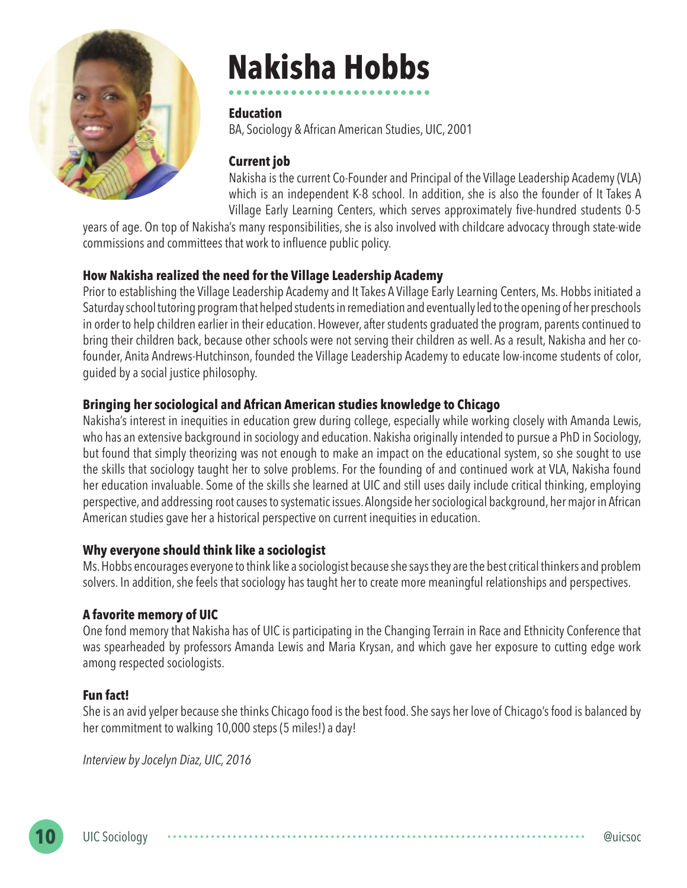# Nakisha Hobbs

**Education**
BA, Sociology & African American Studies, UIC, 2001

**Current job**
Nakisha is the current Co-Founder and Principal of the Village Leadership Academy (VLA) which is an independent K-8 school. In addition, she is also the founder of It Takes A Village Early Learning Centers, which serves approximately five-hundred students 0-5 years of age. On top of Nakisha's many responsibilities, she is also involved with childcare advocacy through state-wide commissions and committees that work to influence public policy.

**How Nakisha realized the need for the Village Leadership Academy**
Prior to establishing the Village Leadership Academy and It Takes A Village Early Learning Centers, Ms. Hobbs initiated a Saturday school tutoring program that helped students in remediation and eventually led to the opening of her preschools in order to help children earlier in their education. However, after students graduated the program, parents continued to bring their children back, because other schools were not serving their children as well. As a result, Nakisha and her co-founder, Anita Andrews-Hutchinson, founded the Village Leadership Academy to educate low-income students of color, guided by a social justice philosophy.

**Bringing her sociological and African American studies knowledge to Chicago**
Nakisha's interest in inequities in education grew during college, especially while working closely with Amanda Lewis, who has an extensive background in sociology and education. Nakisha originally intended to pursue a PhD in Sociology, but found that simply theorizing was not enough to make an impact on the educational system, so she sought to use the skills that sociology taught her to solve problems. For the founding of and continued work at VLA, Nakisha found her education invaluable. Some of the skills she learned at UIC and still uses daily include critical thinking, employing perspective, and addressing root causes to systematic issues. Alongside her sociological background, her major in African American studies gave her a historical perspective on current inequities in education.

**Why everyone should think like a sociologist**
Ms. Hobbs encourages everyone to think like a sociologist because she says they are the best critical thinkers and problem solvers. In addition, she feels that sociology has taught her to create more meaningful relationships and perspectives.

**A favorite memory of UIC**
One fond memory that Nakisha has of UIC is participating in the Changing Terrain in Race and Ethnicity Conference that was spearheaded by professors Amanda Lewis and Maria Krysan, and which gave her exposure to cutting edge work among respected sociologists.

**Fun fact!**
She is an avid yelper because she thinks Chicago food is the best food. She says her love of Chicago's food is balanced by her commitment to walking 10,000 steps (5 miles!) a day!

*Interview by Jocelyn Diaz, UIC, 2016*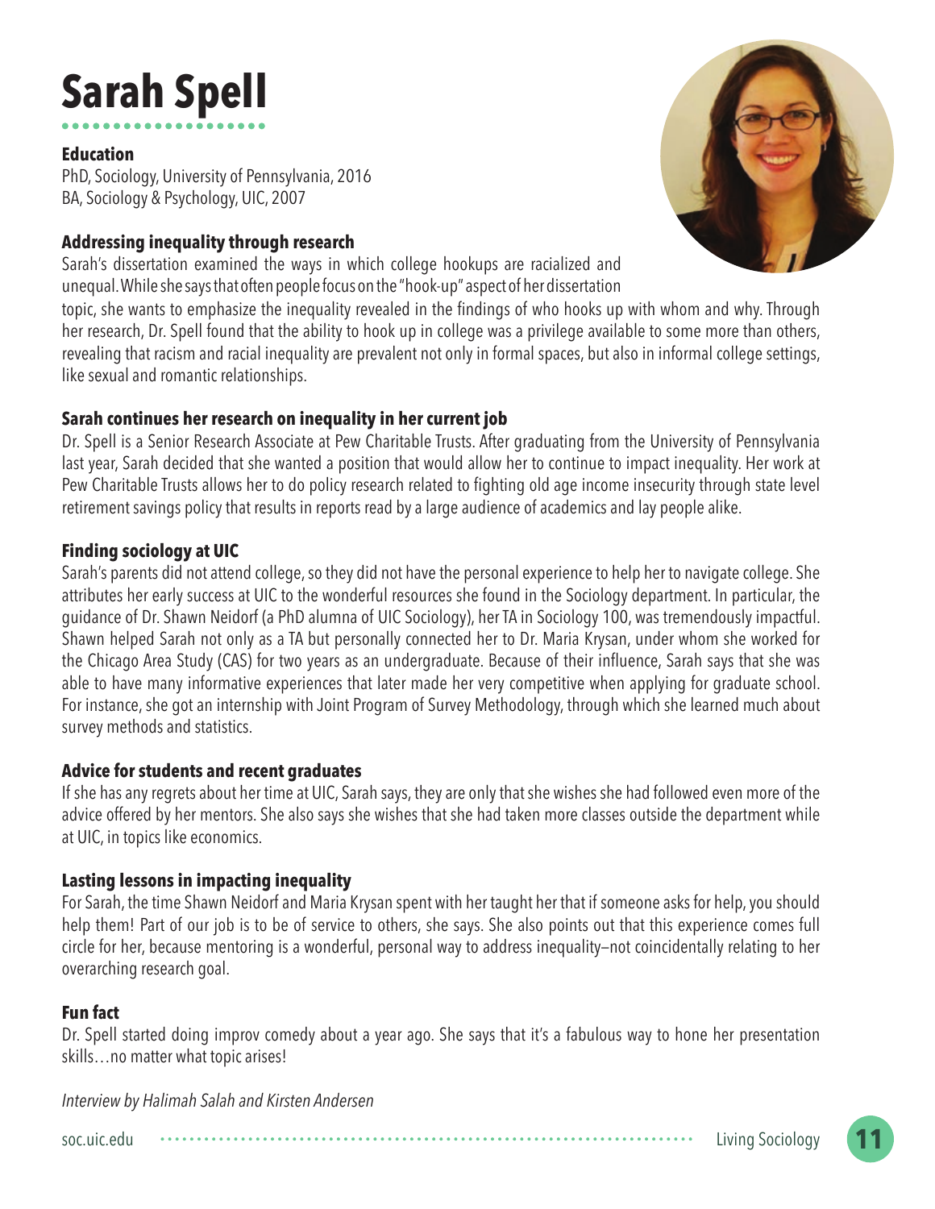# Sarah Spell

**Education**

PhD, Sociology, University of Pennsylvania, 2016
BA, Sociology & Psychology, UIC, 2007

### Addressing inequality through research

Sarah's dissertation examined the ways in which college hookups are racialized and unequal. While she says that often people focus on the "hook-up" aspect of her dissertation topic, she wants to emphasize the inequality revealed in the findings of who hooks up with whom and why. Through her research, Dr. Spell found that the ability to hook up in college was a privilege available to some more than others, revealing that racism and racial inequality are prevalent not only in formal spaces, but also in informal college settings, like sexual and romantic relationships.

### Sarah continues her research on inequality in her current job

Dr. Spell is a Senior Research Associate at Pew Charitable Trusts. After graduating from the University of Pennsylvania last year, Sarah decided that she wanted a position that would allow her to continue to impact inequality. Her work at Pew Charitable Trusts allows her to do policy research related to fighting old age income insecurity through state level retirement savings policy that results in reports read by a large audience of academics and lay people alike.

### Finding sociology at UIC

Sarah's parents did not attend college, so they did not have the personal experience to help her to navigate college. She attributes her early success at UIC to the wonderful resources she found in the Sociology department. In particular, the guidance of Dr. Shawn Neidorf (a PhD alumna of UIC Sociology), her TA in Sociology 100, was tremendously impactful. Shawn helped Sarah not only as a TA but personally connected her to Dr. Maria Krysan, under whom she worked for the Chicago Area Study (CAS) for two years as an undergraduate. Because of their influence, Sarah says that she was able to have many informative experiences that later made her very competitive when applying for graduate school. For instance, she got an internship with Joint Program of Survey Methodology, through which she learned much about survey methods and statistics.

### Advice for students and recent graduates

If she has any regrets about her time at UIC, Sarah says, they are only that she wishes she had followed even more of the advice offered by her mentors. She also says she wishes that she had taken more classes outside the department while at UIC, in topics like economics.

### Lasting lessons in impacting inequality

For Sarah, the time Shawn Neidorf and Maria Krysan spent with her taught her that if someone asks for help, you should help them! Part of our job is to be of service to others, she says. She also points out that this experience comes full circle for her, because mentoring is a wonderful, personal way to address inequality—not coincidentally relating to her overarching research goal.

### Fun fact

Dr. Spell started doing improv comedy about a year ago. She says that it's a fabulous way to hone her presentation skills…no matter what topic arises!

*Interview by Halimah Salah and Kirsten Andersen*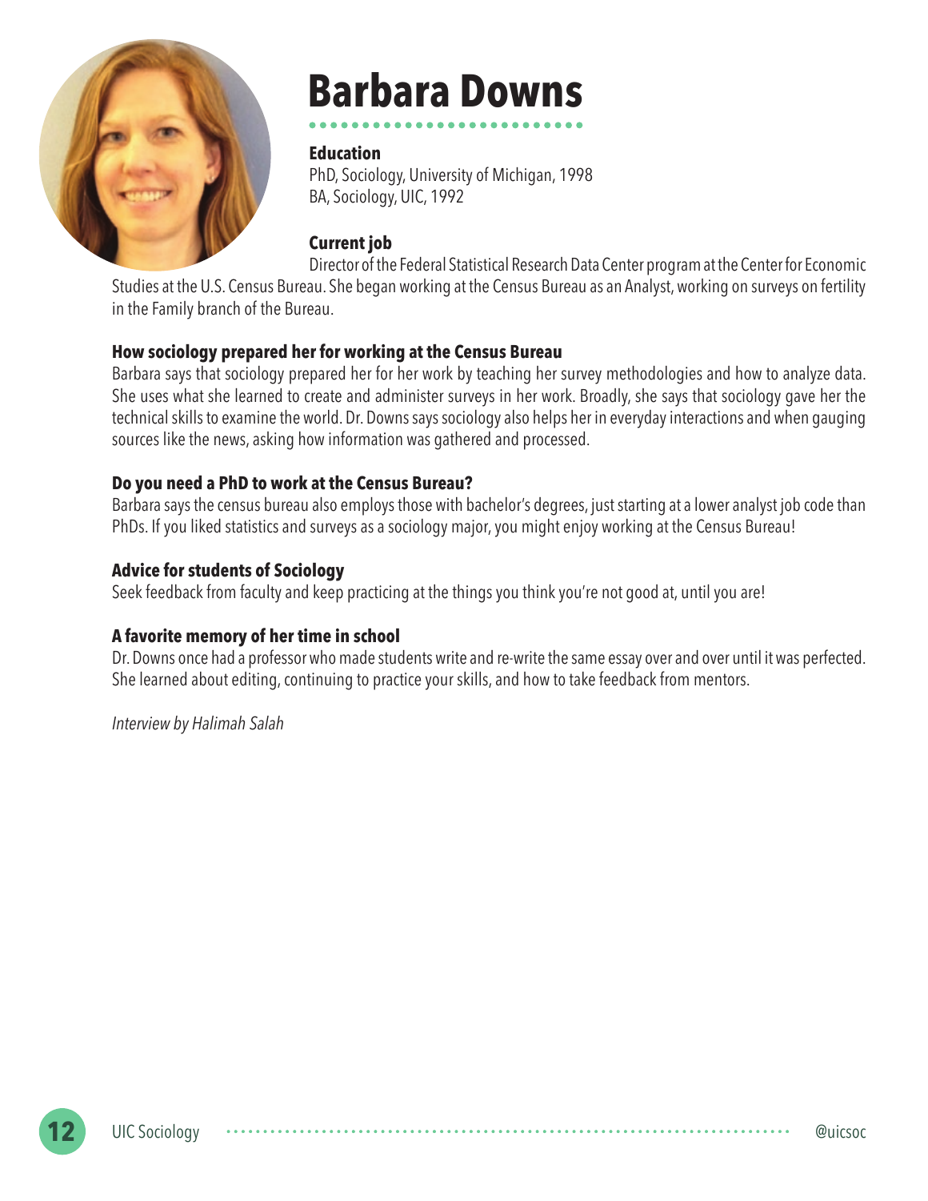# Barbara Downs

**Education**

PhD, Sociology, University of Michigan, 1998
BA, Sociology, UIC, 1992

**Current job**

Director of the Federal Statistical Research Data Center program at the Center for Economic Studies at the U.S. Census Bureau. She began working at the Census Bureau as an Analyst, working on surveys on fertility in the Family branch of the Bureau.

**How sociology prepared her for working at the Census Bureau**

Barbara says that sociology prepared her for her work by teaching her survey methodologies and how to analyze data. She uses what she learned to create and administer surveys in her work. Broadly, she says that sociology gave her the technical skills to examine the world. Dr. Downs says sociology also helps her in everyday interactions and when gauging sources like the news, asking how information was gathered and processed.

**Do you need a PhD to work at the Census Bureau?**

Barbara says the census bureau also employs those with bachelor's degrees, just starting at a lower analyst job code than PhDs. If you liked statistics and surveys as a sociology major, you might enjoy working at the Census Bureau!

**Advice for students of Sociology**

Seek feedback from faculty and keep practicing at the things you think you're not good at, until you are!

**A favorite memory of her time in school**

Dr. Downs once had a professor who made students write and re-write the same essay over and over until it was perfected. She learned about editing, continuing to practice your skills, and how to take feedback from mentors.

*Interview by Halimah Salah*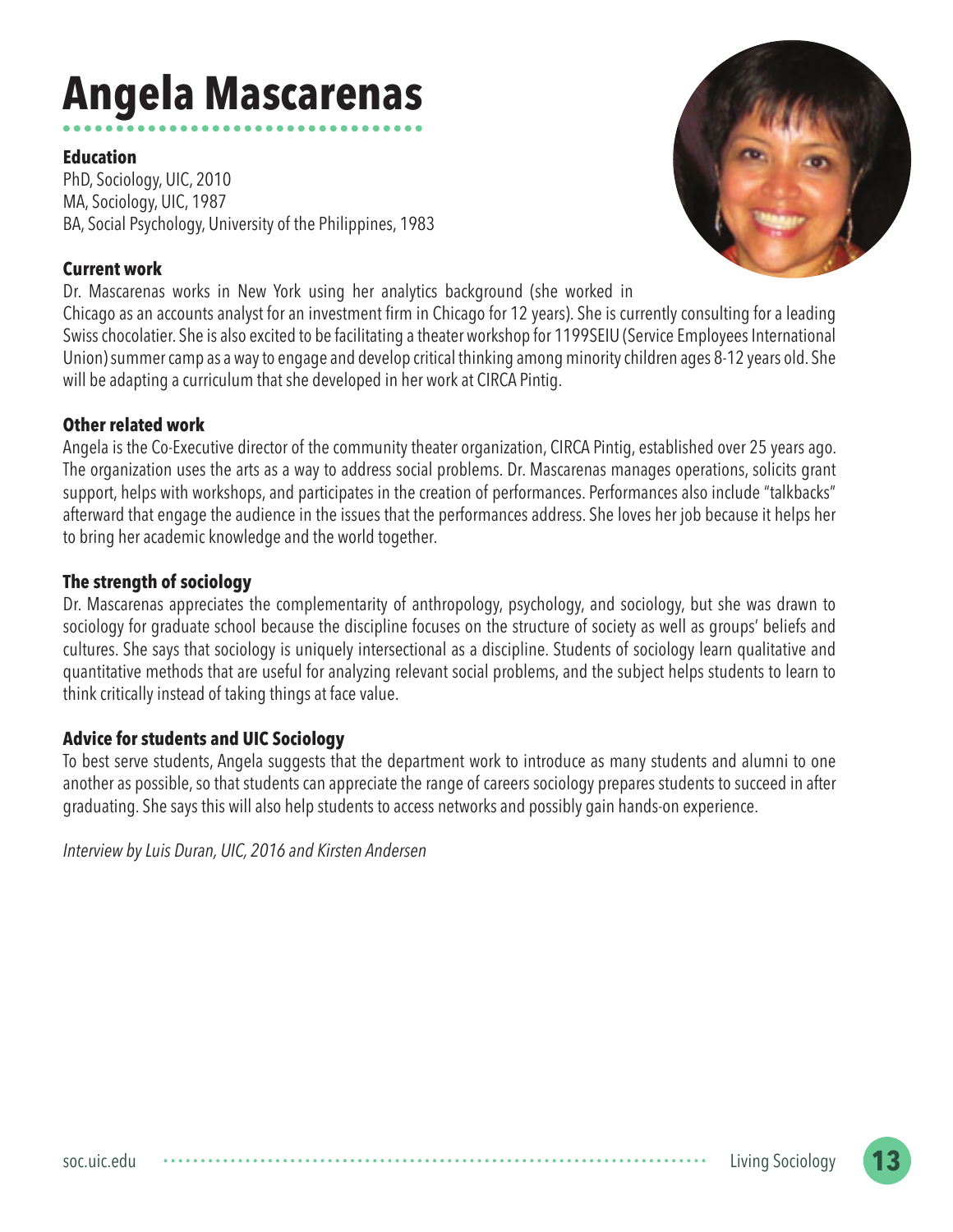# Angela Mascarenas

**Education**
PhD, Sociology, UIC, 2010
MA, Sociology, UIC, 1987
BA, Social Psychology, University of the Philippines, 1983

**Current work**

Dr. Mascarenas works in New York using her analytics background (she worked in Chicago as an accounts analyst for an investment firm in Chicago for 12 years). She is currently consulting for a leading Swiss chocolatier. She is also excited to be facilitating a theater workshop for 1199SEIU (Service Employees International Union) summer camp as a way to engage and develop critical thinking among minority children ages 8-12 years old. She will be adapting a curriculum that she developed in her work at CIRCA Pintig.

**Other related work**

Angela is the Co-Executive director of the community theater organization, CIRCA Pintig, established over 25 years ago. The organization uses the arts as a way to address social problems. Dr. Mascarenas manages operations, solicits grant support, helps with workshops, and participates in the creation of performances. Performances also include "talkbacks" afterward that engage the audience in the issues that the performances address. She loves her job because it helps her to bring her academic knowledge and the world together.

**The strength of sociology**

Dr. Mascarenas appreciates the complementarity of anthropology, psychology, and sociology, but she was drawn to sociology for graduate school because the discipline focuses on the structure of society as well as groups' beliefs and cultures. She says that sociology is uniquely intersectional as a discipline. Students of sociology learn qualitative and quantitative methods that are useful for analyzing relevant social problems, and the subject helps students to learn to think critically instead of taking things at face value.

**Advice for students and UIC Sociology**

To best serve students, Angela suggests that the department work to introduce as many students and alumni to one another as possible, so that students can appreciate the range of careers sociology prepares students to succeed in after graduating. She says this will also help students to access networks and possibly gain hands-on experience.

*Interview by Luis Duran, UIC, 2016 and Kirsten Andersen*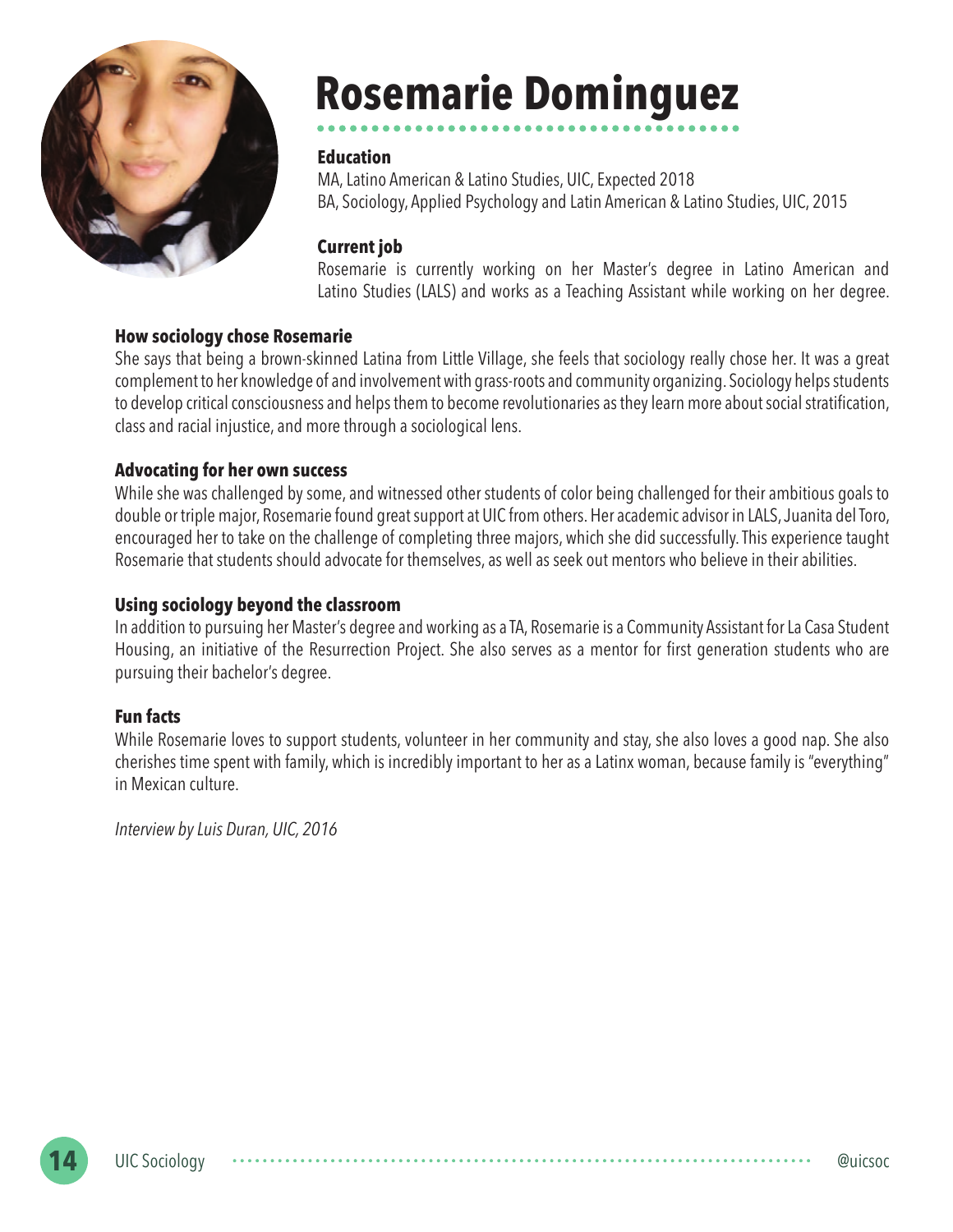# Rosemarie Dominguez

**Education**

MA, Latino American & Latino Studies, UIC, Expected 2018
BA, Sociology, Applied Psychology and Latin American & Latino Studies, UIC, 2015

**Current job**

Rosemarie is currently working on her Master's degree in Latino American and Latino Studies (LALS) and works as a Teaching Assistant while working on her degree.

**How sociology chose Rosemarie**

She says that being a brown-skinned Latina from Little Village, she feels that sociology really chose her. It was a great complement to her knowledge of and involvement with grass-roots and community organizing. Sociology helps students to develop critical consciousness and helps them to become revolutionaries as they learn more about social stratification, class and racial injustice, and more through a sociological lens.

**Advocating for her own success**

While she was challenged by some, and witnessed other students of color being challenged for their ambitious goals to double or triple major, Rosemarie found great support at UIC from others. Her academic advisor in LALS, Juanita del Toro, encouraged her to take on the challenge of completing three majors, which she did successfully. This experience taught Rosemarie that students should advocate for themselves, as well as seek out mentors who believe in their abilities.

**Using sociology beyond the classroom**

In addition to pursuing her Master's degree and working as a TA, Rosemarie is a Community Assistant for La Casa Student Housing, an initiative of the Resurrection Project. She also serves as a mentor for first generation students who are pursuing their bachelor's degree.

**Fun facts**

While Rosemarie loves to support students, volunteer in her community and stay, she also loves a good nap. She also cherishes time spent with family, which is incredibly important to her as a Latinx woman, because family is "everything" in Mexican culture.

*Interview by Luis Duran, UIC, 2016*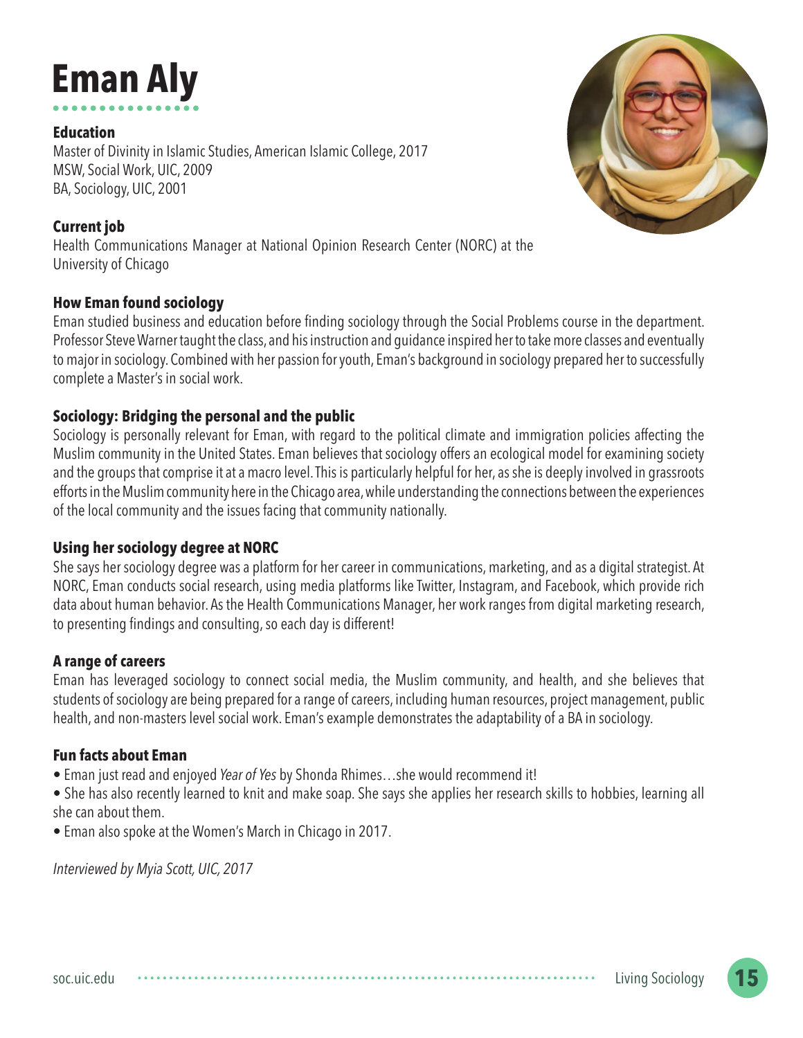# Eman Aly

**Education**
Master of Divinity in Islamic Studies, American Islamic College, 2017
MSW, Social Work, UIC, 2009
BA, Sociology, UIC, 2001

**Current job**
Health Communications Manager at National Opinion Research Center (NORC) at the University of Chicago

### How Eman found sociology

Eman studied business and education before finding sociology through the Social Problems course in the department. Professor Steve Warner taught the class, and his instruction and guidance inspired her to take more classes and eventually to major in sociology. Combined with her passion for youth, Eman's background in sociology prepared her to successfully complete a Master's in social work.

### Sociology: Bridging the personal and the public

Sociology is personally relevant for Eman, with regard to the political climate and immigration policies affecting the Muslim community in the United States. Eman believes that sociology offers an ecological model for examining society and the groups that comprise it at a macro level. This is particularly helpful for her, as she is deeply involved in grassroots efforts in the Muslim community here in the Chicago area, while understanding the connections between the experiences of the local community and the issues facing that community nationally.

### Using her sociology degree at NORC

She says her sociology degree was a platform for her career in communications, marketing, and as a digital strategist. At NORC, Eman conducts social research, using media platforms like Twitter, Instagram, and Facebook, which provide rich data about human behavior. As the Health Communications Manager, her work ranges from digital marketing research, to presenting findings and consulting, so each day is different!

### A range of careers

Eman has leveraged sociology to connect social media, the Muslim community, and health, and she believes that students of sociology are being prepared for a range of careers, including human resources, project management, public health, and non-masters level social work. Eman's example demonstrates the adaptability of a BA in sociology.

### Fun facts about Eman

- Eman just read and enjoyed *Year of Yes* by Shonda Rhimes…she would recommend it!
- She has also recently learned to knit and make soap. She says she applies her research skills to hobbies, learning all she can about them.
- Eman also spoke at the Women's March in Chicago in 2017.

*Interviewed by Myia Scott, UIC, 2017*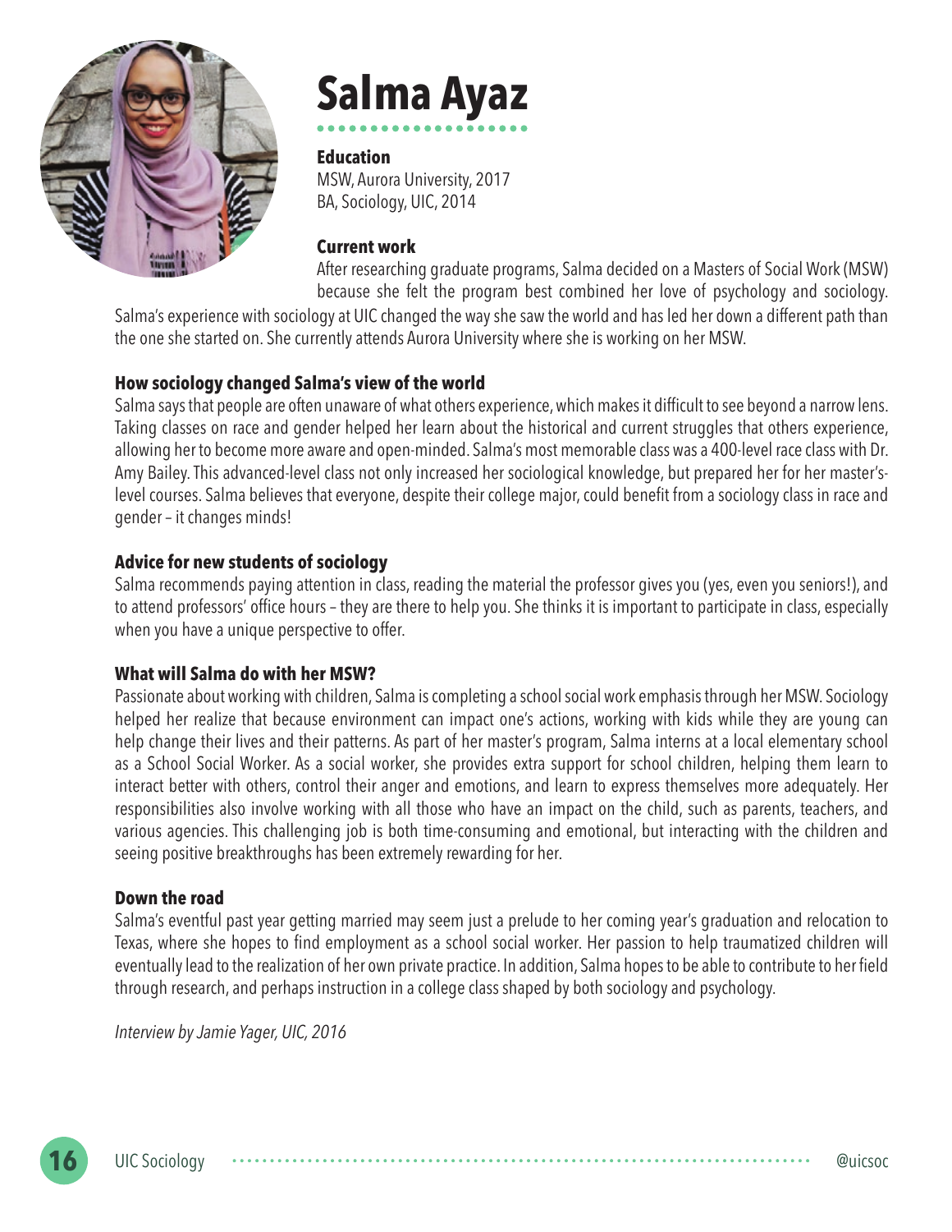# Salma Ayaz

**Education**

MSW, Aurora University, 2017
BA, Sociology, UIC, 2014

**Current work**

After researching graduate programs, Salma decided on a Masters of Social Work (MSW) because she felt the program best combined her love of psychology and sociology. Salma's experience with sociology at UIC changed the way she saw the world and has led her down a different path than the one she started on. She currently attends Aurora University where she is working on her MSW.

**How sociology changed Salma's view of the world**

Salma says that people are often unaware of what others experience, which makes it difficult to see beyond a narrow lens. Taking classes on race and gender helped her learn about the historical and current struggles that others experience, allowing her to become more aware and open-minded. Salma's most memorable class was a 400-level race class with Dr. Amy Bailey. This advanced-level class not only increased her sociological knowledge, but prepared her for her master's-level courses. Salma believes that everyone, despite their college major, could benefit from a sociology class in race and gender – it changes minds!

**Advice for new students of sociology**

Salma recommends paying attention in class, reading the material the professor gives you (yes, even you seniors!), and to attend professors' office hours – they are there to help you. She thinks it is important to participate in class, especially when you have a unique perspective to offer.

**What will Salma do with her MSW?**

Passionate about working with children, Salma is completing a school social work emphasis through her MSW. Sociology helped her realize that because environment can impact one's actions, working with kids while they are young can help change their lives and their patterns. As part of her master's program, Salma interns at a local elementary school as a School Social Worker. As a social worker, she provides extra support for school children, helping them learn to interact better with others, control their anger and emotions, and learn to express themselves more adequately. Her responsibilities also involve working with all those who have an impact on the child, such as parents, teachers, and various agencies. This challenging job is both time-consuming and emotional, but interacting with the children and seeing positive breakthroughs has been extremely rewarding for her.

**Down the road**

Salma's eventful past year getting married may seem just a prelude to her coming year's graduation and relocation to Texas, where she hopes to find employment as a school social worker. Her passion to help traumatized children will eventually lead to the realization of her own private practice. In addition, Salma hopes to be able to contribute to her field through research, and perhaps instruction in a college class shaped by both sociology and psychology.

*Interview by Jamie Yager, UIC, 2016*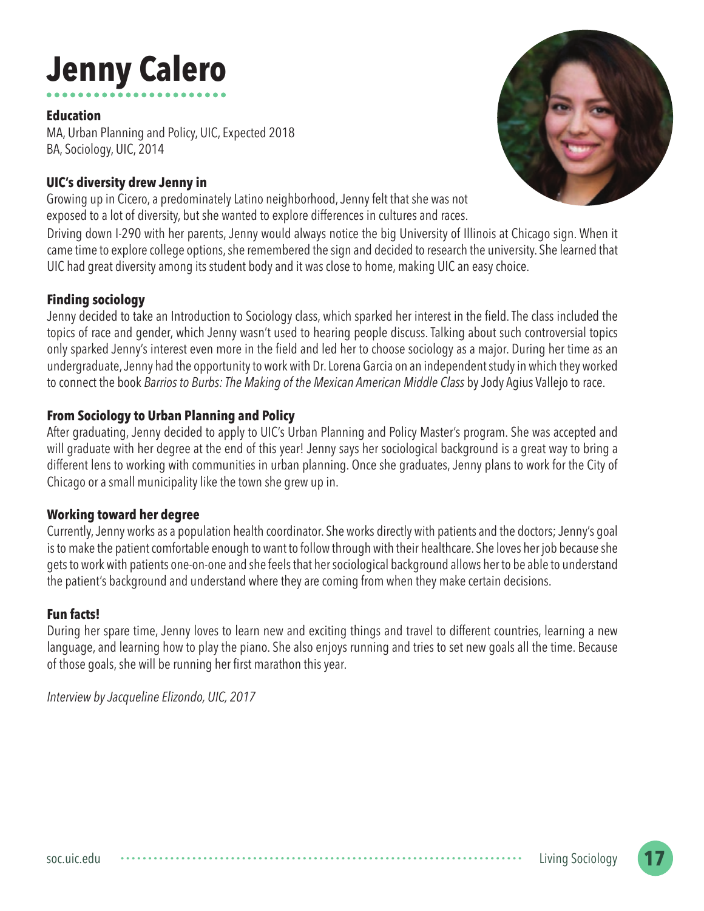# Jenny Calero

### Education

MA, Urban Planning and Policy, UIC, Expected 2018
BA, Sociology, UIC, 2014

### UIC's diversity drew Jenny in

Growing up in Cicero, a predominately Latino neighborhood, Jenny felt that she was not exposed to a lot of diversity, but she wanted to explore differences in cultures and races. Driving down I-290 with her parents, Jenny would always notice the big University of Illinois at Chicago sign. When it came time to explore college options, she remembered the sign and decided to research the university. She learned that UIC had great diversity among its student body and it was close to home, making UIC an easy choice.

### Finding sociology

Jenny decided to take an Introduction to Sociology class, which sparked her interest in the field. The class included the topics of race and gender, which Jenny wasn't used to hearing people discuss. Talking about such controversial topics only sparked Jenny's interest even more in the field and led her to choose sociology as a major. During her time as an undergraduate, Jenny had the opportunity to work with Dr. Lorena Garcia on an independent study in which they worked to connect the book *Barrios to Burbs: The Making of the Mexican American Middle Class* by Jody Agius Vallejo to race.

### From Sociology to Urban Planning and Policy

After graduating, Jenny decided to apply to UIC's Urban Planning and Policy Master's program. She was accepted and will graduate with her degree at the end of this year! Jenny says her sociological background is a great way to bring a different lens to working with communities in urban planning. Once she graduates, Jenny plans to work for the City of Chicago or a small municipality like the town she grew up in.

### Working toward her degree

Currently, Jenny works as a population health coordinator. She works directly with patients and the doctors; Jenny's goal is to make the patient comfortable enough to want to follow through with their healthcare. She loves her job because she gets to work with patients one-on-one and she feels that her sociological background allows her to be able to understand the patient's background and understand where they are coming from when they make certain decisions.

### Fun facts!

During her spare time, Jenny loves to learn new and exciting things and travel to different countries, learning a new language, and learning how to play the piano. She also enjoys running and tries to set new goals all the time. Because of those goals, she will be running her first marathon this year.

*Interview by Jacqueline Elizondo, UIC, 2017*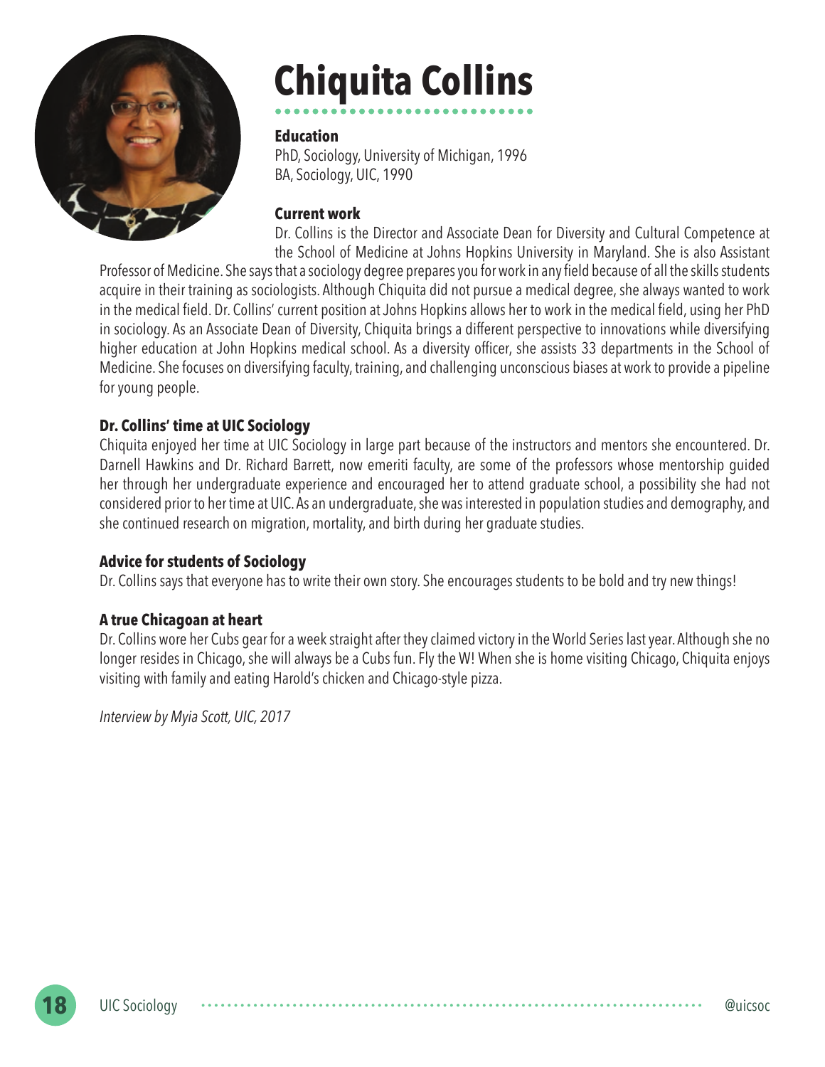# Chiquita Collins

**Education**

PhD, Sociology, University of Michigan, 1996
BA, Sociology, UIC, 1990

**Current work**

Dr. Collins is the Director and Associate Dean for Diversity and Cultural Competence at the School of Medicine at Johns Hopkins University in Maryland. She is also Assistant Professor of Medicine. She says that a sociology degree prepares you for work in any field because of all the skills students acquire in their training as sociologists. Although Chiquita did not pursue a medical degree, she always wanted to work in the medical field. Dr. Collins' current position at Johns Hopkins allows her to work in the medical field, using her PhD in sociology. As an Associate Dean of Diversity, Chiquita brings a different perspective to innovations while diversifying higher education at John Hopkins medical school. As a diversity officer, she assists 33 departments in the School of Medicine. She focuses on diversifying faculty, training, and challenging unconscious biases at work to provide a pipeline for young people.

**Dr. Collins' time at UIC Sociology**

Chiquita enjoyed her time at UIC Sociology in large part because of the instructors and mentors she encountered. Dr. Darnell Hawkins and Dr. Richard Barrett, now emeriti faculty, are some of the professors whose mentorship guided her through her undergraduate experience and encouraged her to attend graduate school, a possibility she had not considered prior to her time at UIC. As an undergraduate, she was interested in population studies and demography, and she continued research on migration, mortality, and birth during her graduate studies.

**Advice for students of Sociology**

Dr. Collins says that everyone has to write their own story. She encourages students to be bold and try new things!

**A true Chicagoan at heart**

Dr. Collins wore her Cubs gear for a week straight after they claimed victory in the World Series last year. Although she no longer resides in Chicago, she will always be a Cubs fun. Fly the W! When she is home visiting Chicago, Chiquita enjoys visiting with family and eating Harold's chicken and Chicago-style pizza.

*Interview by Myia Scott, UIC, 2017*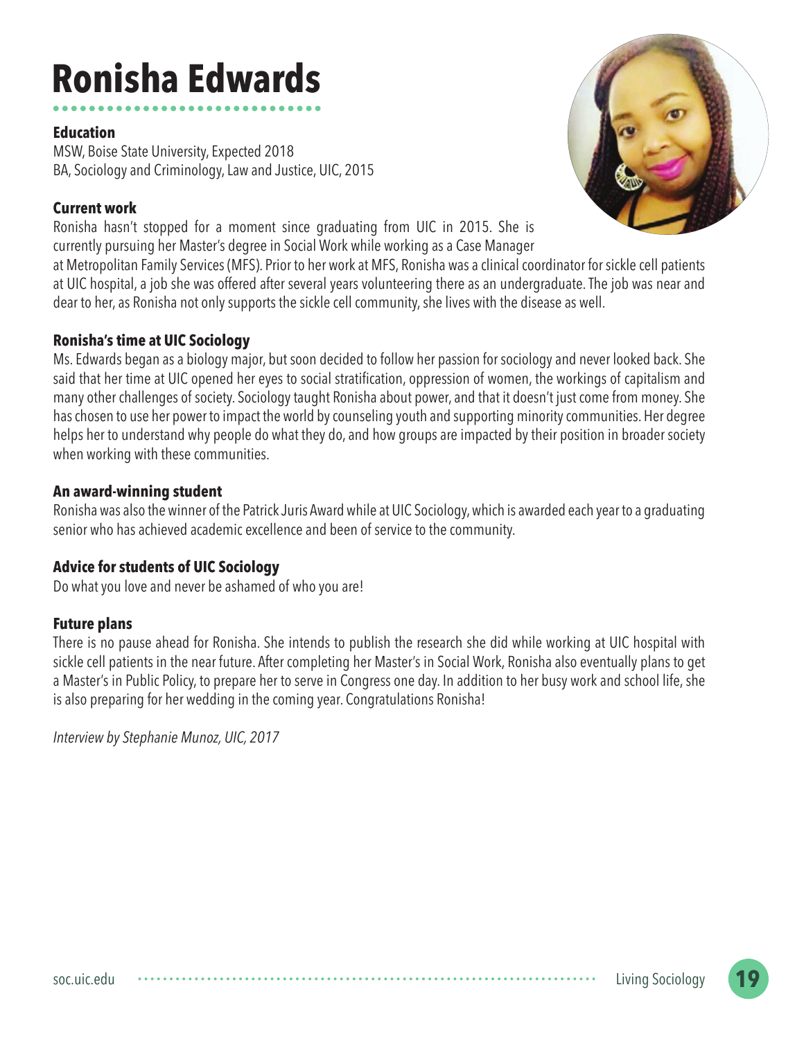# Ronisha Edwards

### Education

MSW, Boise State University, Expected 2018
BA, Sociology and Criminology, Law and Justice, UIC, 2015

### Current work

Ronisha hasn't stopped for a moment since graduating from UIC in 2015. She is currently pursuing her Master's degree in Social Work while working as a Case Manager at Metropolitan Family Services (MFS). Prior to her work at MFS, Ronisha was a clinical coordinator for sickle cell patients at UIC hospital, a job she was offered after several years volunteering there as an undergraduate. The job was near and dear to her, as Ronisha not only supports the sickle cell community, she lives with the disease as well.

### Ronisha's time at UIC Sociology

Ms. Edwards began as a biology major, but soon decided to follow her passion for sociology and never looked back. She said that her time at UIC opened her eyes to social stratification, oppression of women, the workings of capitalism and many other challenges of society. Sociology taught Ronisha about power, and that it doesn't just come from money. She has chosen to use her power to impact the world by counseling youth and supporting minority communities. Her degree helps her to understand why people do what they do, and how groups are impacted by their position in broader society when working with these communities.

### An award-winning student

Ronisha was also the winner of the Patrick Juris Award while at UIC Sociology, which is awarded each year to a graduating senior who has achieved academic excellence and been of service to the community.

### Advice for students of UIC Sociology

Do what you love and never be ashamed of who you are!

### Future plans

There is no pause ahead for Ronisha. She intends to publish the research she did while working at UIC hospital with sickle cell patients in the near future. After completing her Master's in Social Work, Ronisha also eventually plans to get a Master's in Public Policy, to prepare her to serve in Congress one day. In addition to her busy work and school life, she is also preparing for her wedding in the coming year. Congratulations Ronisha!

*Interview by Stephanie Munoz, UIC, 2017*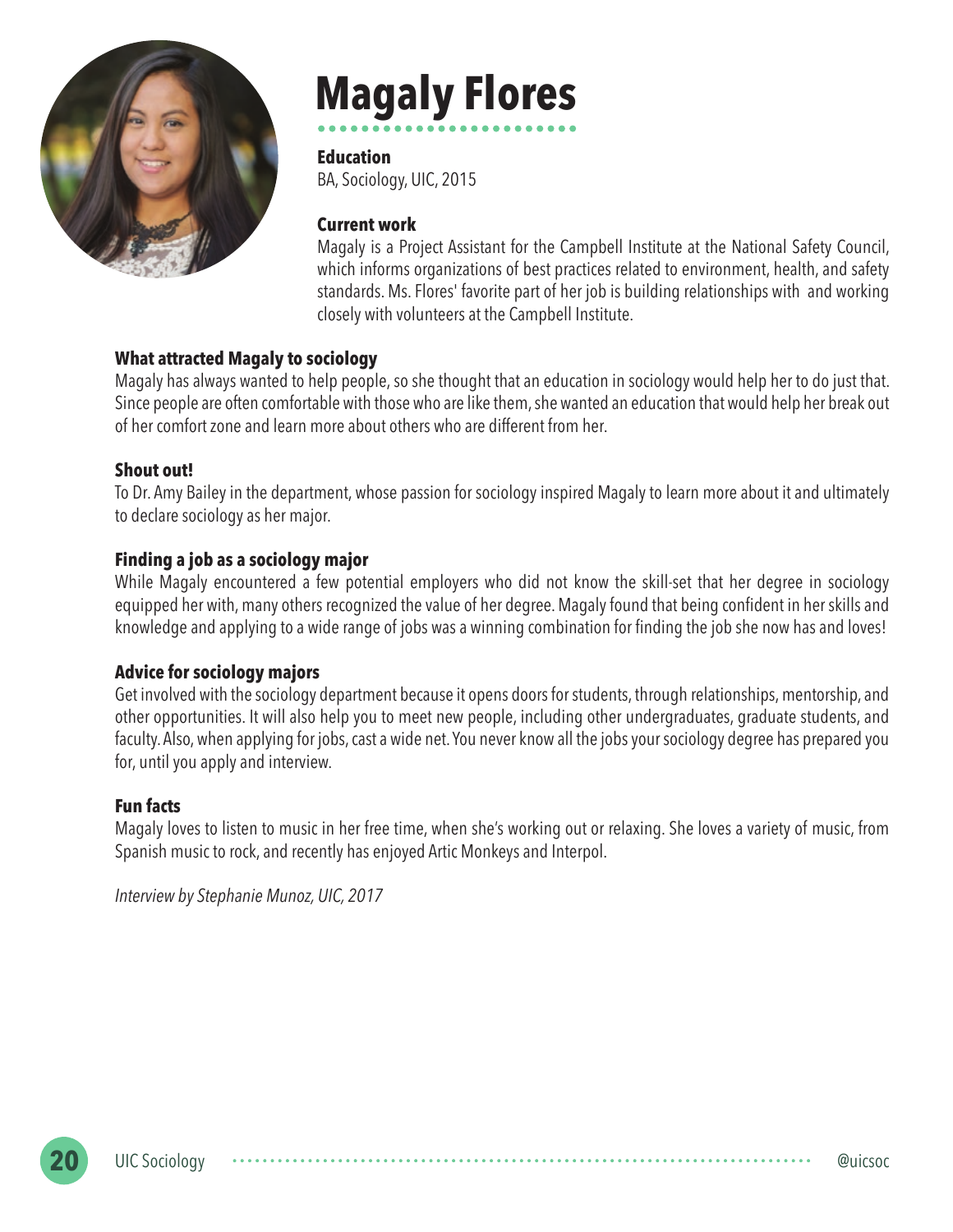# Magaly Flores

**Education**
BA, Sociology, UIC, 2015

**Current work**
Magaly is a Project Assistant for the Campbell Institute at the National Safety Council, which informs organizations of best practices related to environment, health, and safety standards. Ms. Flores' favorite part of her job is building relationships with and working closely with volunteers at the Campbell Institute.

**What attracted Magaly to sociology**
Magaly has always wanted to help people, so she thought that an education in sociology would help her to do just that. Since people are often comfortable with those who are like them, she wanted an education that would help her break out of her comfort zone and learn more about others who are different from her.

**Shout out!**
To Dr. Amy Bailey in the department, whose passion for sociology inspired Magaly to learn more about it and ultimately to declare sociology as her major.

**Finding a job as a sociology major**
While Magaly encountered a few potential employers who did not know the skill-set that her degree in sociology equipped her with, many others recognized the value of her degree. Magaly found that being confident in her skills and knowledge and applying to a wide range of jobs was a winning combination for finding the job she now has and loves!

**Advice for sociology majors**
Get involved with the sociology department because it opens doors for students, through relationships, mentorship, and other opportunities. It will also help you to meet new people, including other undergraduates, graduate students, and faculty. Also, when applying for jobs, cast a wide net. You never know all the jobs your sociology degree has prepared you for, until you apply and interview.

**Fun facts**
Magaly loves to listen to music in her free time, when she's working out or relaxing. She loves a variety of music, from Spanish music to rock, and recently has enjoyed Artic Monkeys and Interpol.

*Interview by Stephanie Munoz, UIC, 2017*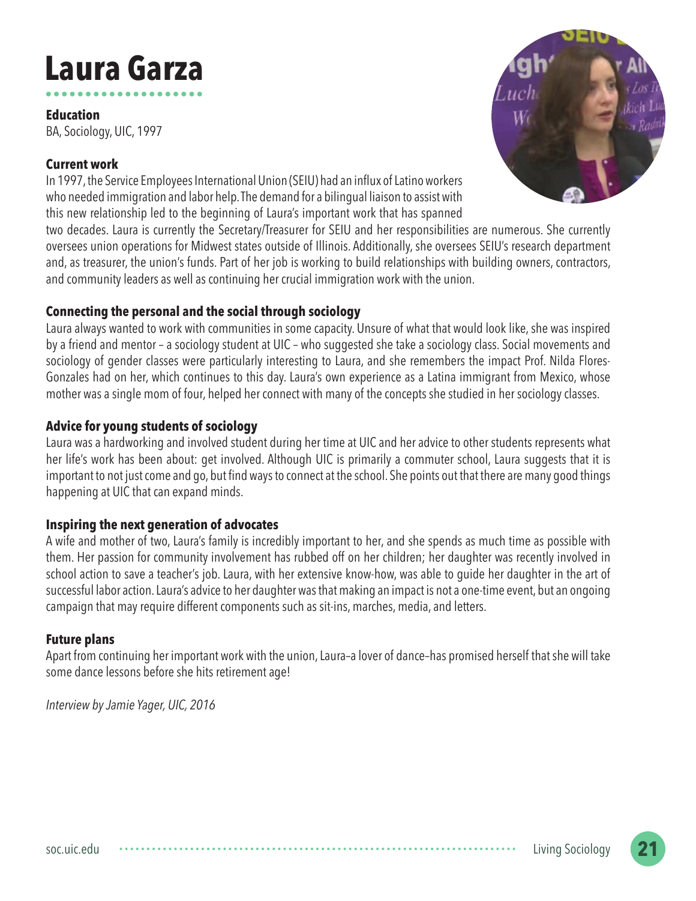# Laura Garza

**Education**
BA, Sociology, UIC, 1997

**Current work**
In 1997, the Service Employees International Union (SEIU) had an influx of Latino workers who needed immigration and labor help. The demand for a bilingual liaison to assist with this new relationship led to the beginning of Laura's important work that has spanned two decades. Laura is currently the Secretary/Treasurer for SEIU and her responsibilities are numerous. She currently oversees union operations for Midwest states outside of Illinois. Additionally, she oversees SEIU's research department and, as treasurer, the union's funds. Part of her job is working to build relationships with building owners, contractors, and community leaders as well as continuing her crucial immigration work with the union.

**Connecting the personal and the social through sociology**
Laura always wanted to work with communities in some capacity. Unsure of what that would look like, she was inspired by a friend and mentor – a sociology student at UIC – who suggested she take a sociology class. Social movements and sociology of gender classes were particularly interesting to Laura, and she remembers the impact Prof. Nilda Flores-Gonzales had on her, which continues to this day. Laura's own experience as a Latina immigrant from Mexico, whose mother was a single mom of four, helped her connect with many of the concepts she studied in her sociology classes.

**Advice for young students of sociology**
Laura was a hardworking and involved student during her time at UIC and her advice to other students represents what her life's work has been about: get involved. Although UIC is primarily a commuter school, Laura suggests that it is important to not just come and go, but find ways to connect at the school. She points out that there are many good things happening at UIC that can expand minds.

**Inspiring the next generation of advocates**
A wife and mother of two, Laura's family is incredibly important to her, and she spends as much time as possible with them. Her passion for community involvement has rubbed off on her children; her daughter was recently involved in school action to save a teacher's job. Laura, with her extensive know-how, was able to guide her daughter in the art of successful labor action. Laura's advice to her daughter was that making an impact is not a one-time event, but an ongoing campaign that may require different components such as sit-ins, marches, media, and letters.

**Future plans**
Apart from continuing her important work with the union, Laura–a lover of dance–has promised herself that she will take some dance lessons before she hits retirement age!

*Interview by Jamie Yager, UIC, 2016*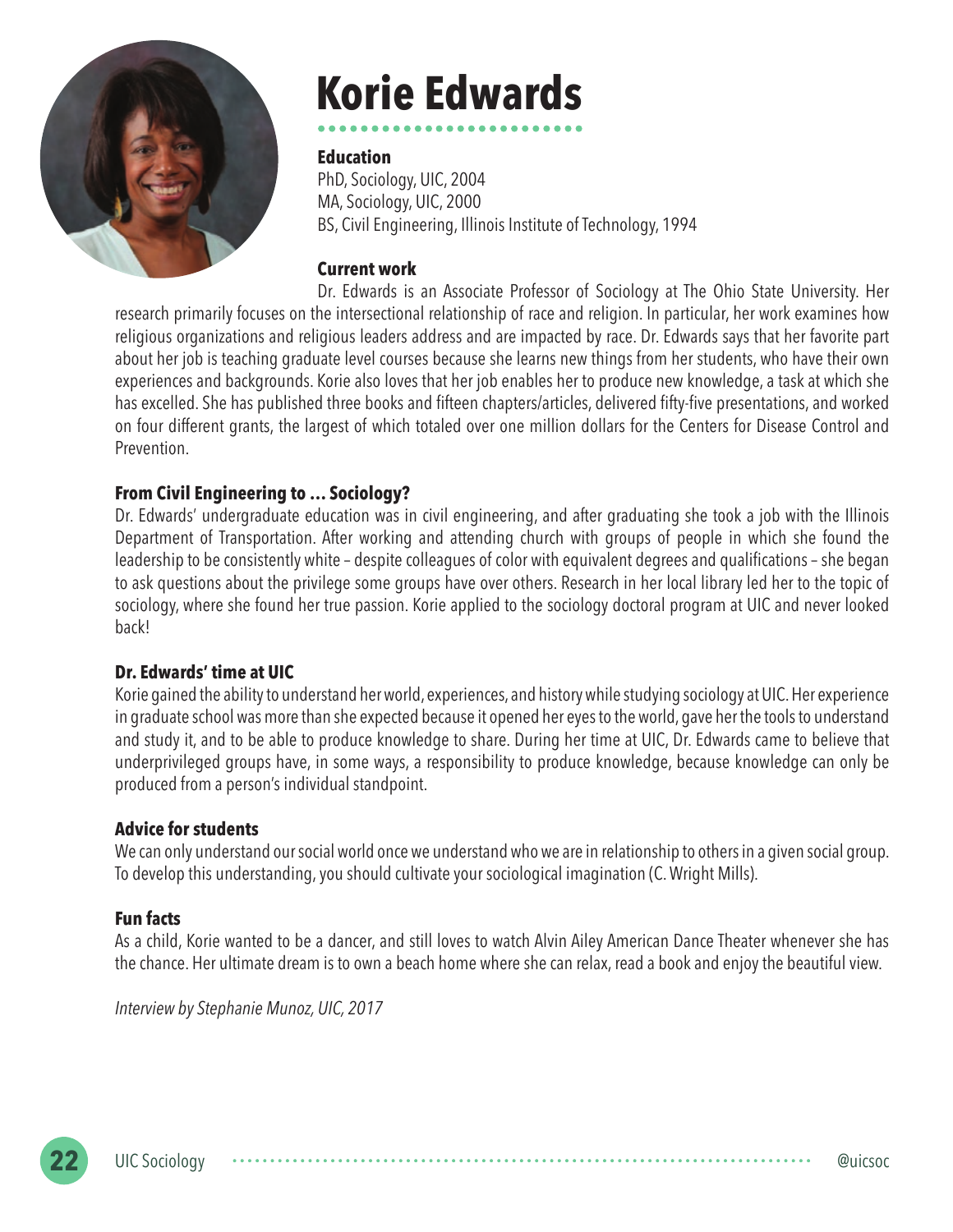# Korie Edwards

### Education

PhD, Sociology, UIC, 2004
MA, Sociology, UIC, 2000
BS, Civil Engineering, Illinois Institute of Technology, 1994

### Current work

Dr. Edwards is an Associate Professor of Sociology at The Ohio State University. Her research primarily focuses on the intersectional relationship of race and religion. In particular, her work examines how religious organizations and religious leaders address and are impacted by race. Dr. Edwards says that her favorite part about her job is teaching graduate level courses because she learns new things from her students, who have their own experiences and backgrounds. Korie also loves that her job enables her to produce new knowledge, a task at which she has excelled. She has published three books and fifteen chapters/articles, delivered fifty-five presentations, and worked on four different grants, the largest of which totaled over one million dollars for the Centers for Disease Control and Prevention.

### From Civil Engineering to … Sociology?

Dr. Edwards' undergraduate education was in civil engineering, and after graduating she took a job with the Illinois Department of Transportation. After working and attending church with groups of people in which she found the leadership to be consistently white – despite colleagues of color with equivalent degrees and qualifications – she began to ask questions about the privilege some groups have over others. Research in her local library led her to the topic of sociology, where she found her true passion. Korie applied to the sociology doctoral program at UIC and never looked back!

### Dr. Edwards' time at UIC

Korie gained the ability to understand her world, experiences, and history while studying sociology at UIC. Her experience in graduate school was more than she expected because it opened her eyes to the world, gave her the tools to understand and study it, and to be able to produce knowledge to share. During her time at UIC, Dr. Edwards came to believe that underprivileged groups have, in some ways, a responsibility to produce knowledge, because knowledge can only be produced from a person's individual standpoint.

### Advice for students

We can only understand our social world once we understand who we are in relationship to others in a given social group. To develop this understanding, you should cultivate your sociological imagination (C. Wright Mills).

### Fun facts

As a child, Korie wanted to be a dancer, and still loves to watch Alvin Ailey American Dance Theater whenever she has the chance. Her ultimate dream is to own a beach home where she can relax, read a book and enjoy the beautiful view.

*Interview by Stephanie Munoz, UIC, 2017*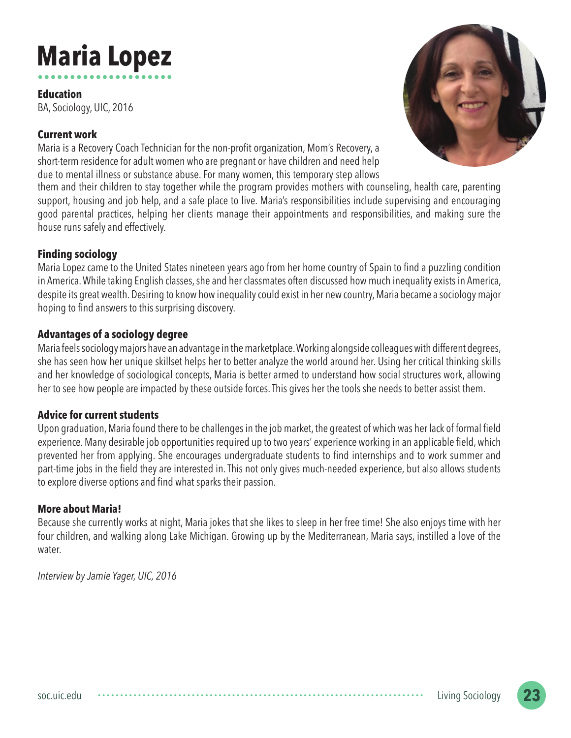# Maria Lopez

**Education**
BA, Sociology, UIC, 2016

**Current work**
Maria is a Recovery Coach Technician for the non-profit organization, Mom's Recovery, a short-term residence for adult women who are pregnant or have children and need help due to mental illness or substance abuse. For many women, this temporary step allows them and their children to stay together while the program provides mothers with counseling, health care, parenting support, housing and job help, and a safe place to live. Maria's responsibilities include supervising and encouraging good parental practices, helping her clients manage their appointments and responsibilities, and making sure the house runs safely and effectively.

**Finding sociology**
Maria Lopez came to the United States nineteen years ago from her home country of Spain to find a puzzling condition in America. While taking English classes, she and her classmates often discussed how much inequality exists in America, despite its great wealth. Desiring to know how inequality could exist in her new country, Maria became a sociology major hoping to find answers to this surprising discovery.

**Advantages of a sociology degree**
Maria feels sociology majors have an advantage in the marketplace. Working alongside colleagues with different degrees, she has seen how her unique skillset helps her to better analyze the world around her. Using her critical thinking skills and her knowledge of sociological concepts, Maria is better armed to understand how social structures work, allowing her to see how people are impacted by these outside forces. This gives her the tools she needs to better assist them.

**Advice for current students**
Upon graduation, Maria found there to be challenges in the job market, the greatest of which was her lack of formal field experience. Many desirable job opportunities required up to two years' experience working in an applicable field, which prevented her from applying. She encourages undergraduate students to find internships and to work summer and part-time jobs in the field they are interested in. This not only gives much-needed experience, but also allows students to explore diverse options and find what sparks their passion.

**More about Maria!**
Because she currently works at night, Maria jokes that she likes to sleep in her free time! She also enjoys time with her four children, and walking along Lake Michigan. Growing up by the Mediterranean, Maria says, instilled a love of the water.

*Interview by Jamie Yager, UIC, 2016*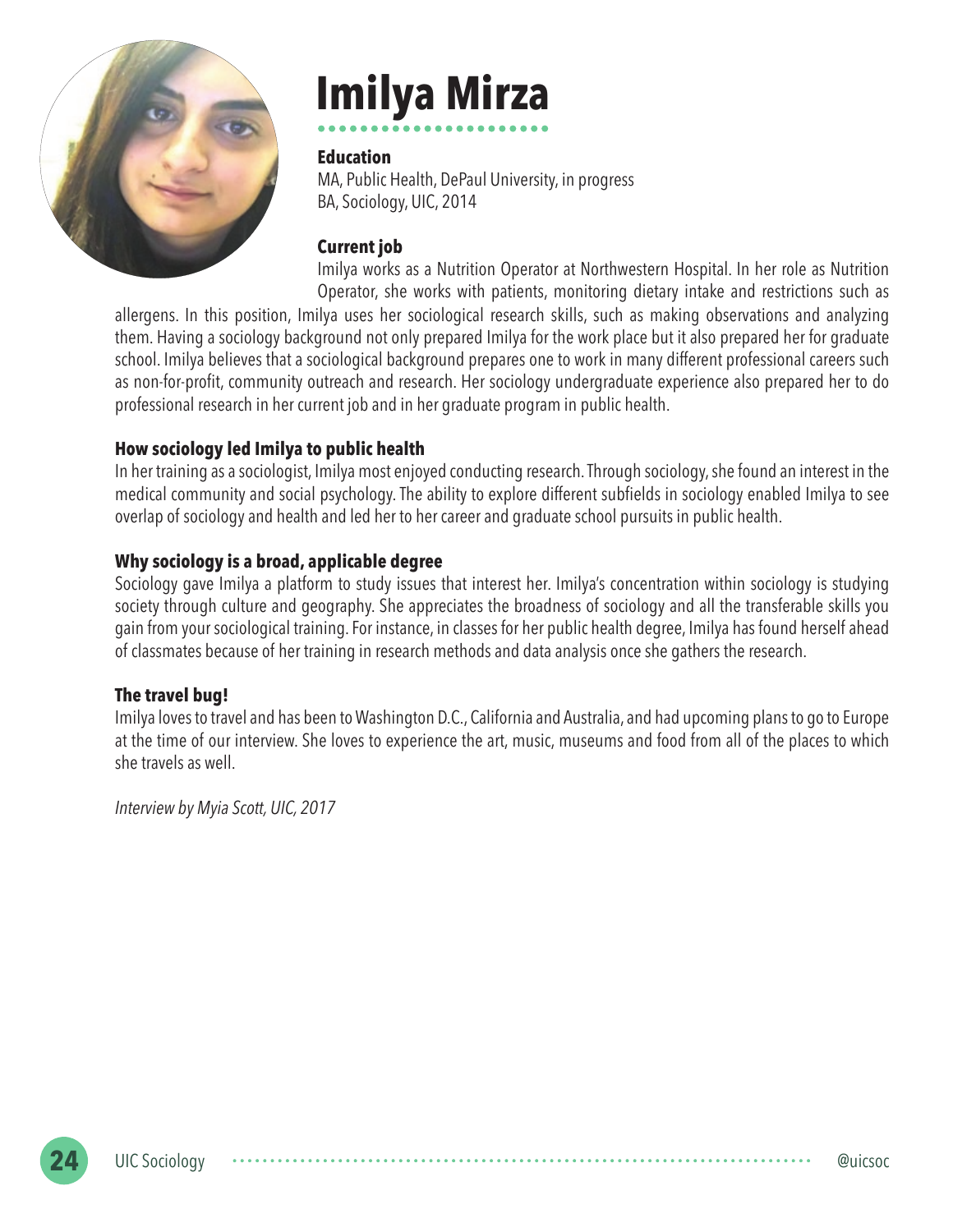# Imilya Mirza

### Education

MA, Public Health, DePaul University, in progress
BA, Sociology, UIC, 2014

### Current job

Imilya works as a Nutrition Operator at Northwestern Hospital. In her role as Nutrition Operator, she works with patients, monitoring dietary intake and restrictions such as allergens. In this position, Imilya uses her sociological research skills, such as making observations and analyzing them. Having a sociology background not only prepared Imilya for the work place but it also prepared her for graduate school. Imilya believes that a sociological background prepares one to work in many different professional careers such as non-for-profit, community outreach and research. Her sociology undergraduate experience also prepared her to do professional research in her current job and in her graduate program in public health.

### How sociology led Imilya to public health

In her training as a sociologist, Imilya most enjoyed conducting research. Through sociology, she found an interest in the medical community and social psychology. The ability to explore different subfields in sociology enabled Imilya to see overlap of sociology and health and led her to her career and graduate school pursuits in public health.

### Why sociology is a broad, applicable degree

Sociology gave Imilya a platform to study issues that interest her. Imilya's concentration within sociology is studying society through culture and geography. She appreciates the broadness of sociology and all the transferable skills you gain from your sociological training. For instance, in classes for her public health degree, Imilya has found herself ahead of classmates because of her training in research methods and data analysis once she gathers the research.

### The travel bug!

Imilya loves to travel and has been to Washington D.C., California and Australia, and had upcoming plans to go to Europe at the time of our interview. She loves to experience the art, music, museums and food from all of the places to which she travels as well.

*Interview by Myia Scott, UIC, 2017*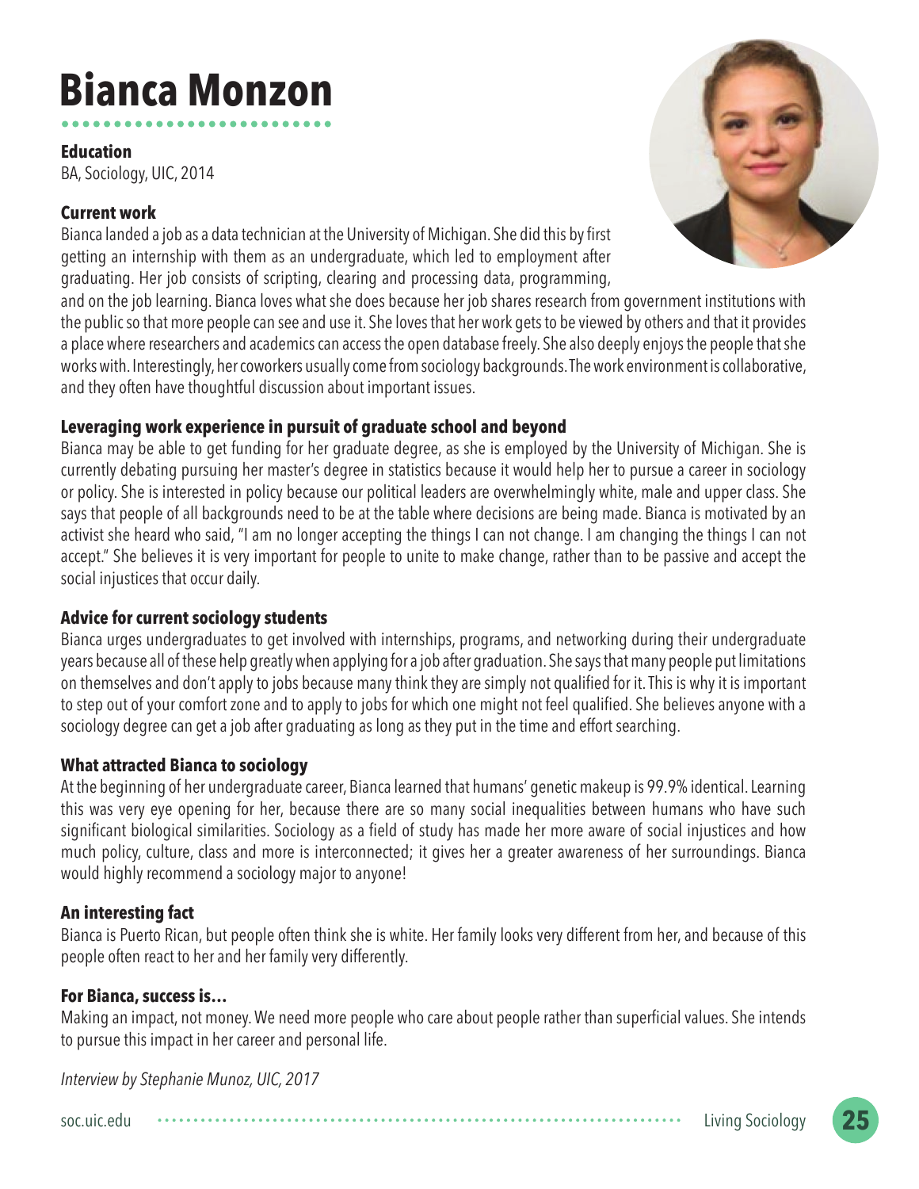# Bianca Monzon

**Education**
BA, Sociology, UIC, 2014

**Current work**
Bianca landed a job as a data technician at the University of Michigan. She did this by first getting an internship with them as an undergraduate, which led to employment after graduating. Her job consists of scripting, clearing and processing data, programming, and on the job learning. Bianca loves what she does because her job shares research from government institutions with the public so that more people can see and use it. She loves that her work gets to be viewed by others and that it provides a place where researchers and academics can access the open database freely. She also deeply enjoys the people that she works with. Interestingly, her coworkers usually come from sociology backgrounds. The work environment is collaborative, and they often have thoughtful discussion about important issues.

**Leveraging work experience in pursuit of graduate school and beyond**
Bianca may be able to get funding for her graduate degree, as she is employed by the University of Michigan. She is currently debating pursuing her master's degree in statistics because it would help her to pursue a career in sociology or policy. She is interested in policy because our political leaders are overwhelmingly white, male and upper class. She says that people of all backgrounds need to be at the table where decisions are being made. Bianca is motivated by an activist she heard who said, "I am no longer accepting the things I can not change. I am changing the things I can not accept." She believes it is very important for people to unite to make change, rather than to be passive and accept the social injustices that occur daily.

**Advice for current sociology students**
Bianca urges undergraduates to get involved with internships, programs, and networking during their undergraduate years because all of these help greatly when applying for a job after graduation. She says that many people put limitations on themselves and don't apply to jobs because many think they are simply not qualified for it. This is why it is important to step out of your comfort zone and to apply to jobs for which one might not feel qualified. She believes anyone with a sociology degree can get a job after graduating as long as they put in the time and effort searching.

**What attracted Bianca to sociology**
At the beginning of her undergraduate career, Bianca learned that humans' genetic makeup is 99.9% identical. Learning this was very eye opening for her, because there are so many social inequalities between humans who have such significant biological similarities. Sociology as a field of study has made her more aware of social injustices and how much policy, culture, class and more is interconnected; it gives her a greater awareness of her surroundings. Bianca would highly recommend a sociology major to anyone!

**An interesting fact**
Bianca is Puerto Rican, but people often think she is white. Her family looks very different from her, and because of this people often react to her and her family very differently.

**For Bianca, success is...**
Making an impact, not money. We need more people who care about people rather than superficial values. She intends to pursue this impact in her career and personal life.

*Interview by Stephanie Munoz, UIC, 2017*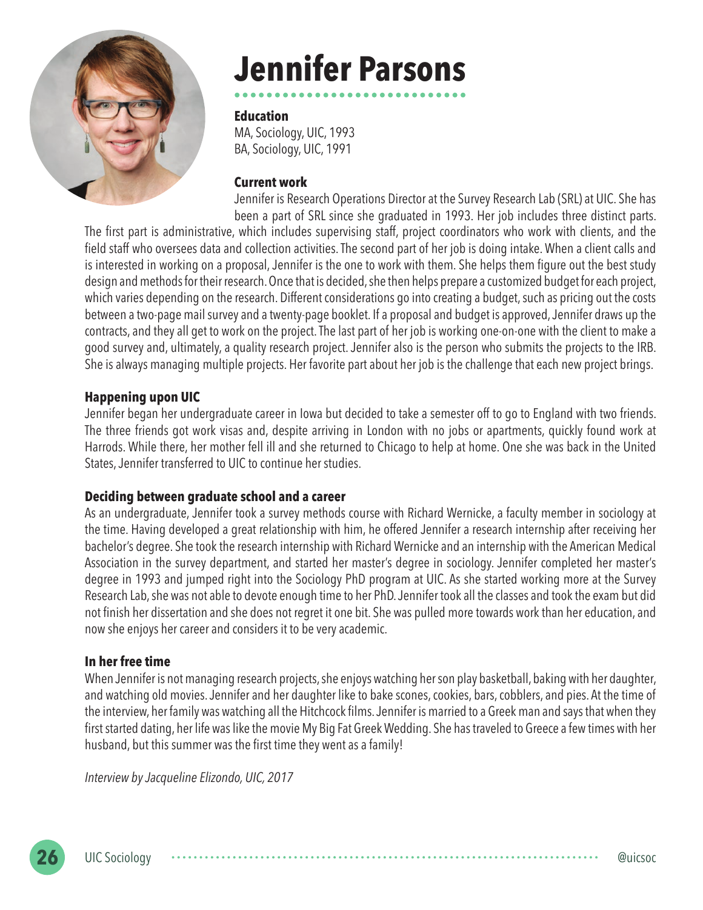# Jennifer Parsons

**Education**
MA, Sociology, UIC, 1993
BA, Sociology, UIC, 1991

**Current work**
Jennifer is Research Operations Director at the Survey Research Lab (SRL) at UIC. She has been a part of SRL since she graduated in 1993. Her job includes three distinct parts. The first part is administrative, which includes supervising staff, project coordinators who work with clients, and the field staff who oversees data and collection activities. The second part of her job is doing intake. When a client calls and is interested in working on a proposal, Jennifer is the one to work with them. She helps them figure out the best study design and methods for their research. Once that is decided, she then helps prepare a customized budget for each project, which varies depending on the research. Different considerations go into creating a budget, such as pricing out the costs between a two-page mail survey and a twenty-page booklet. If a proposal and budget is approved, Jennifer draws up the contracts, and they all get to work on the project. The last part of her job is working one-on-one with the client to make a good survey and, ultimately, a quality research project. Jennifer also is the person who submits the projects to the IRB. She is always managing multiple projects. Her favorite part about her job is the challenge that each new project brings.

**Happening upon UIC**
Jennifer began her undergraduate career in Iowa but decided to take a semester off to go to England with two friends. The three friends got work visas and, despite arriving in London with no jobs or apartments, quickly found work at Harrods. While there, her mother fell ill and she returned to Chicago to help at home. One she was back in the United States, Jennifer transferred to UIC to continue her studies.

**Deciding between graduate school and a career**
As an undergraduate, Jennifer took a survey methods course with Richard Wernicke, a faculty member in sociology at the time. Having developed a great relationship with him, he offered Jennifer a research internship after receiving her bachelor's degree. She took the research internship with Richard Wernicke and an internship with the American Medical Association in the survey department, and started her master's degree in sociology. Jennifer completed her master's degree in 1993 and jumped right into the Sociology PhD program at UIC. As she started working more at the Survey Research Lab, she was not able to devote enough time to her PhD. Jennifer took all the classes and took the exam but did not finish her dissertation and she does not regret it one bit. She was pulled more towards work than her education, and now she enjoys her career and considers it to be very academic.

**In her free time**
When Jennifer is not managing research projects, she enjoys watching her son play basketball, baking with her daughter, and watching old movies. Jennifer and her daughter like to bake scones, cookies, bars, cobblers, and pies. At the time of the interview, her family was watching all the Hitchcock films. Jennifer is married to a Greek man and says that when they first started dating, her life was like the movie My Big Fat Greek Wedding. She has traveled to Greece a few times with her husband, but this summer was the first time they went as a family!

*Interview by Jacqueline Elizondo, UIC, 2017*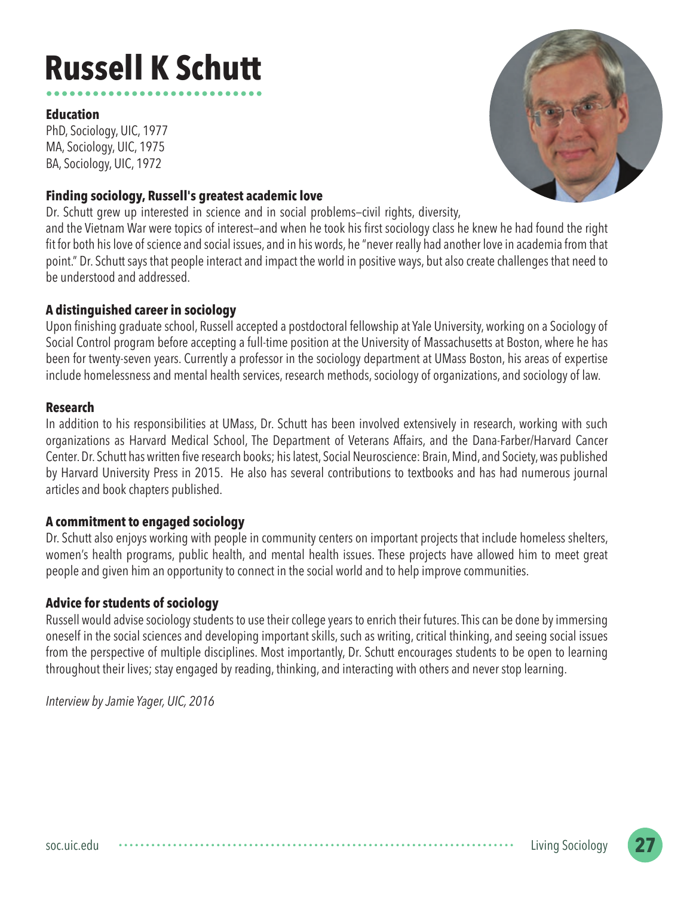# Russell K Schutt

### Education

PhD, Sociology, UIC, 1977
MA, Sociology, UIC, 1975
BA, Sociology, UIC, 1972

### Finding sociology, Russell's greatest academic love

Dr. Schutt grew up interested in science and in social problems–civil rights, diversity, and the Vietnam War were topics of interest–and when he took his first sociology class he knew he had found the right fit for both his love of science and social issues, and in his words, he "never really had another love in academia from that point." Dr. Schutt says that people interact and impact the world in positive ways, but also create challenges that need to be understood and addressed.

### A distinguished career in sociology

Upon finishing graduate school, Russell accepted a postdoctoral fellowship at Yale University, working on a Sociology of Social Control program before accepting a full-time position at the University of Massachusetts at Boston, where he has been for twenty-seven years. Currently a professor in the sociology department at UMass Boston, his areas of expertise include homelessness and mental health services, research methods, sociology of organizations, and sociology of law.

### Research

In addition to his responsibilities at UMass, Dr. Schutt has been involved extensively in research, working with such organizations as Harvard Medical School, The Department of Veterans Affairs, and the Dana-Farber/Harvard Cancer Center. Dr. Schutt has written five research books; his latest, Social Neuroscience: Brain, Mind, and Society, was published by Harvard University Press in 2015. He also has several contributions to textbooks and has had numerous journal articles and book chapters published.

### A commitment to engaged sociology

Dr. Schutt also enjoys working with people in community centers on important projects that include homeless shelters, women's health programs, public health, and mental health issues. These projects have allowed him to meet great people and given him an opportunity to connect in the social world and to help improve communities.

### Advice for students of sociology

Russell would advise sociology students to use their college years to enrich their futures. This can be done by immersing oneself in the social sciences and developing important skills, such as writing, critical thinking, and seeing social issues from the perspective of multiple disciplines. Most importantly, Dr. Schutt encourages students to be open to learning throughout their lives; stay engaged by reading, thinking, and interacting with others and never stop learning.

*Interview by Jamie Yager, UIC, 2016*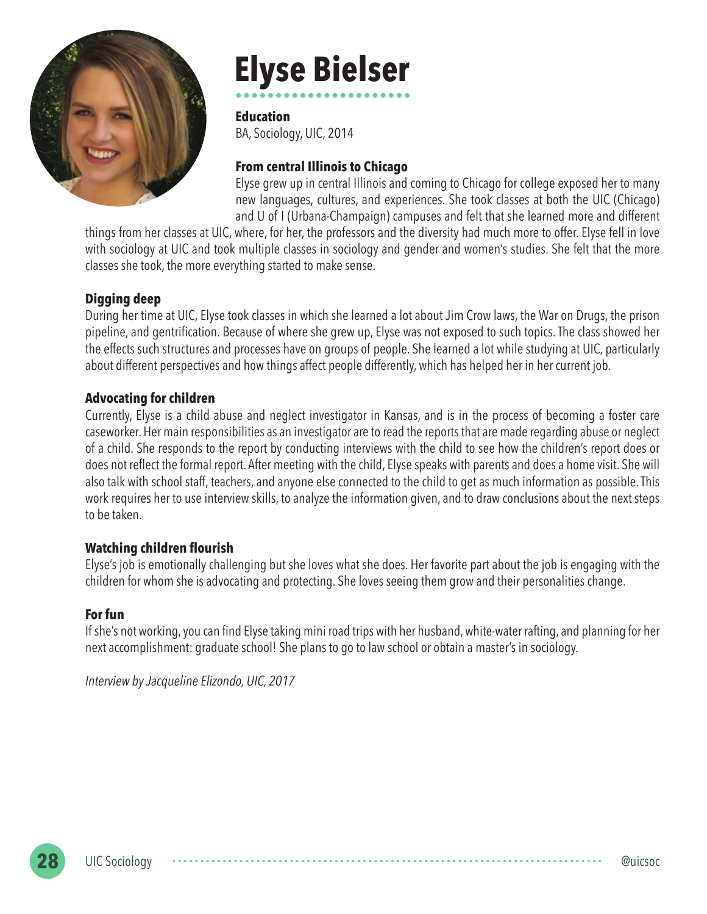# Elyse Bielser

**Education**
BA, Sociology, UIC, 2014

**From central Illinois to Chicago**
Elyse grew up in central Illinois and coming to Chicago for college exposed her to many new languages, cultures, and experiences. She took classes at both the UIC (Chicago) and U of I (Urbana-Champaign) campuses and felt that she learned more and different things from her classes at UIC, where, for her, the professors and the diversity had much more to offer. Elyse fell in love with sociology at UIC and took multiple classes in sociology and gender and women's studies. She felt that the more classes she took, the more everything started to make sense.

**Digging deep**
During her time at UIC, Elyse took classes in which she learned a lot about Jim Crow laws, the War on Drugs, the prison pipeline, and gentrification. Because of where she grew up, Elyse was not exposed to such topics. The class showed her the effects such structures and processes have on groups of people. She learned a lot while studying at UIC, particularly about different perspectives and how things affect people differently, which has helped her in her current job.

**Advocating for children**
Currently, Elyse is a child abuse and neglect investigator in Kansas, and is in the process of becoming a foster care caseworker. Her main responsibilities as an investigator are to read the reports that are made regarding abuse or neglect of a child. She responds to the report by conducting interviews with the child to see how the children's report does or does not reflect the formal report. After meeting with the child, Elyse speaks with parents and does a home visit. She will also talk with school staff, teachers, and anyone else connected to the child to get as much information as possible. This work requires her to use interview skills, to analyze the information given, and to draw conclusions about the next steps to be taken.

**Watching children flourish**
Elyse's job is emotionally challenging but she loves what she does. Her favorite part about the job is engaging with the children for whom she is advocating and protecting. She loves seeing them grow and their personalities change.

**For fun**
If she's not working, you can find Elyse taking mini road trips with her husband, white-water rafting, and planning for her next accomplishment: graduate school! She plans to go to law school or obtain a master's in sociology.

*Interview by Jacqueline Elizondo, UIC, 2017*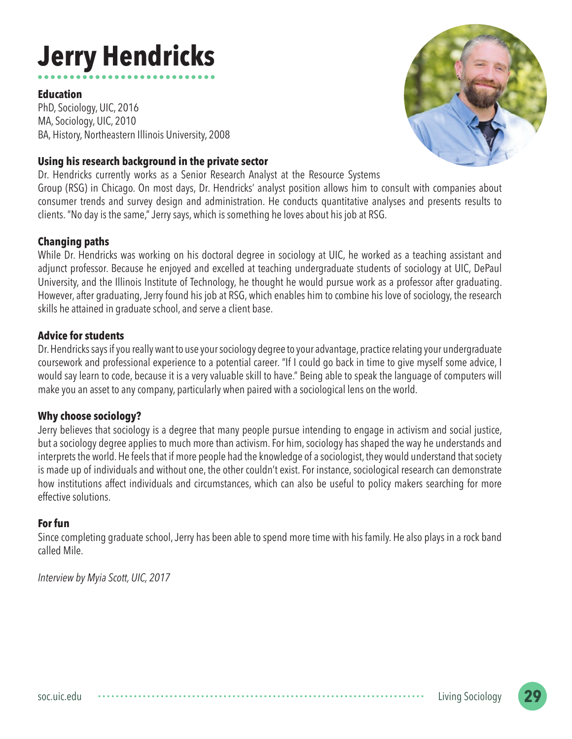# Jerry Hendricks

### Education

PhD, Sociology, UIC, 2016
MA, Sociology, UIC, 2010
BA, History, Northeastern Illinois University, 2008

### Using his research background in the private sector

Dr. Hendricks currently works as a Senior Research Analyst at the Resource Systems Group (RSG) in Chicago. On most days, Dr. Hendricks' analyst position allows him to consult with companies about consumer trends and survey design and administration. He conducts quantitative analyses and presents results to clients. "No day is the same," Jerry says, which is something he loves about his job at RSG.

### Changing paths

While Dr. Hendricks was working on his doctoral degree in sociology at UIC, he worked as a teaching assistant and adjunct professor. Because he enjoyed and excelled at teaching undergraduate students of sociology at UIC, DePaul University, and the Illinois Institute of Technology, he thought he would pursue work as a professor after graduating. However, after graduating, Jerry found his job at RSG, which enables him to combine his love of sociology, the research skills he attained in graduate school, and serve a client base.

### Advice for students

Dr. Hendricks says if you really want to use your sociology degree to your advantage, practice relating your undergraduate coursework and professional experience to a potential career. "If I could go back in time to give myself some advice, I would say learn to code, because it is a very valuable skill to have." Being able to speak the language of computers will make you an asset to any company, particularly when paired with a sociological lens on the world.

### Why choose sociology?

Jerry believes that sociology is a degree that many people pursue intending to engage in activism and social justice, but a sociology degree applies to much more than activism. For him, sociology has shaped the way he understands and interprets the world. He feels that if more people had the knowledge of a sociologist, they would understand that society is made up of individuals and without one, the other couldn't exist. For instance, sociological research can demonstrate how institutions affect individuals and circumstances, which can also be useful to policy makers searching for more effective solutions.

### For fun

Since completing graduate school, Jerry has been able to spend more time with his family. He also plays in a rock band called Mile.

*Interview by Myia Scott, UIC, 2017*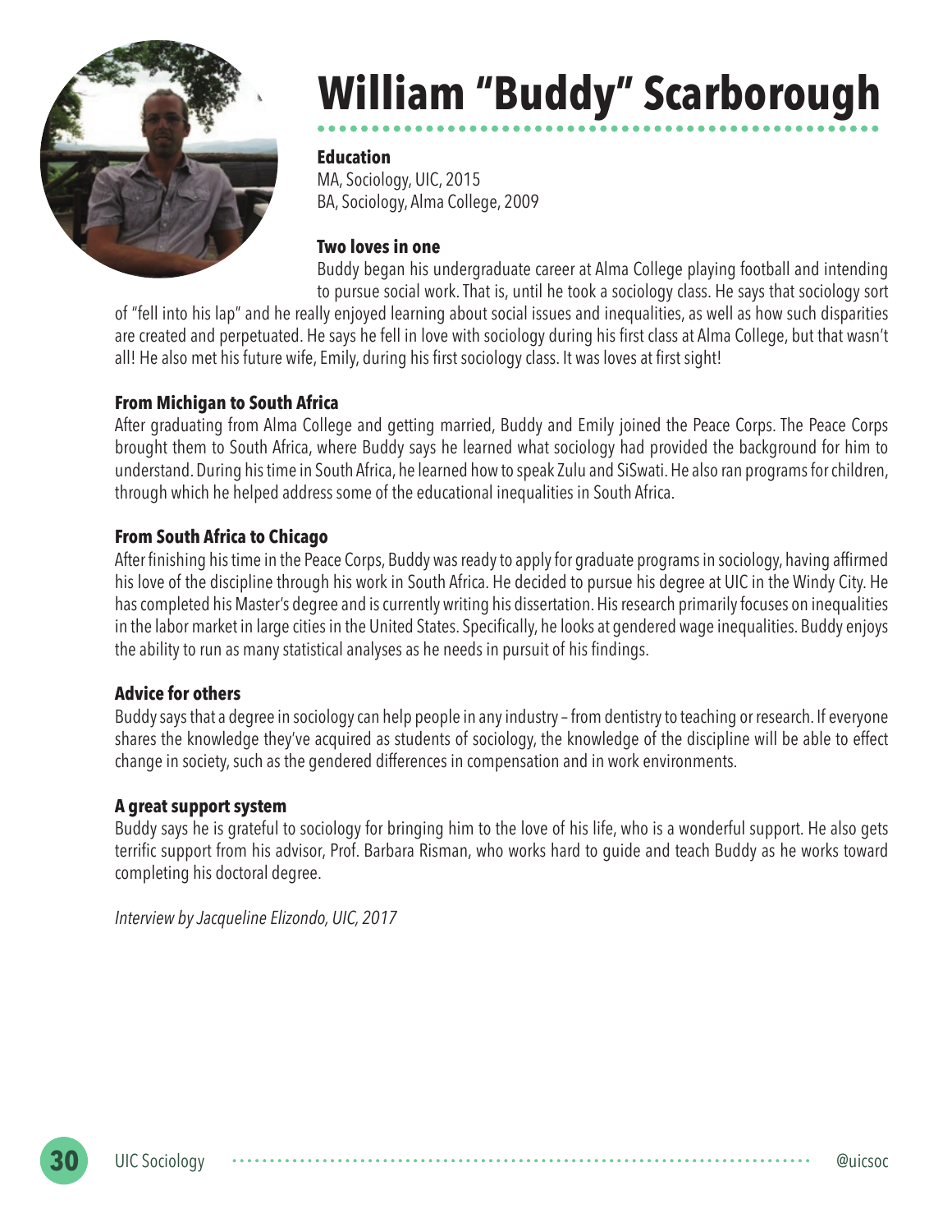# William "Buddy" Scarborough

**Education**

MA, Sociology, UIC, 2015
BA, Sociology, Alma College, 2009

**Two loves in one**

Buddy began his undergraduate career at Alma College playing football and intending to pursue social work. That is, until he took a sociology class. He says that sociology sort of "fell into his lap" and he really enjoyed learning about social issues and inequalities, as well as how such disparities are created and perpetuated. He says he fell in love with sociology during his first class at Alma College, but that wasn't all! He also met his future wife, Emily, during his first sociology class. It was loves at first sight!

**From Michigan to South Africa**

After graduating from Alma College and getting married, Buddy and Emily joined the Peace Corps. The Peace Corps brought them to South Africa, where Buddy says he learned what sociology had provided the background for him to understand. During his time in South Africa, he learned how to speak Zulu and SiSwati. He also ran programs for children, through which he helped address some of the educational inequalities in South Africa.

**From South Africa to Chicago**

After finishing his time in the Peace Corps, Buddy was ready to apply for graduate programs in sociology, having affirmed his love of the discipline through his work in South Africa. He decided to pursue his degree at UIC in the Windy City. He has completed his Master's degree and is currently writing his dissertation. His research primarily focuses on inequalities in the labor market in large cities in the United States. Specifically, he looks at gendered wage inequalities. Buddy enjoys the ability to run as many statistical analyses as he needs in pursuit of his findings.

**Advice for others**

Buddy says that a degree in sociology can help people in any industry – from dentistry to teaching or research. If everyone shares the knowledge they've acquired as students of sociology, the knowledge of the discipline will be able to effect change in society, such as the gendered differences in compensation and in work environments.

**A great support system**

Buddy says he is grateful to sociology for bringing him to the love of his life, who is a wonderful support. He also gets terrific support from his advisor, Prof. Barbara Risman, who works hard to guide and teach Buddy as he works toward completing his doctoral degree.

*Interview by Jacqueline Elizondo, UIC, 2017*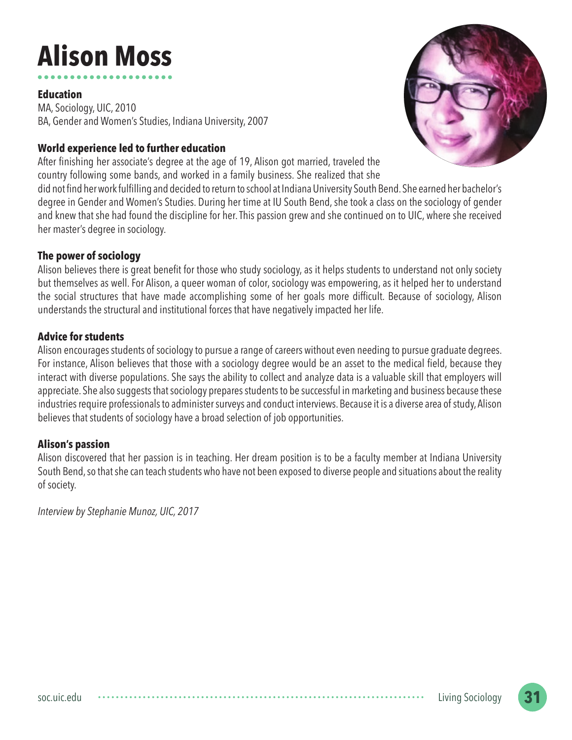# Alison Moss

**Education**
MA, Sociology, UIC, 2010
BA, Gender and Women's Studies, Indiana University, 2007

### World experience led to further education

After finishing her associate's degree at the age of 19, Alison got married, traveled the country following some bands, and worked in a family business. She realized that she did not find her work fulfilling and decided to return to school at Indiana University South Bend. She earned her bachelor's degree in Gender and Women's Studies. During her time at IU South Bend, she took a class on the sociology of gender and knew that she had found the discipline for her. This passion grew and she continued on to UIC, where she received her master's degree in sociology.

### The power of sociology

Alison believes there is great benefit for those who study sociology, as it helps students to understand not only society but themselves as well. For Alison, a queer woman of color, sociology was empowering, as it helped her to understand the social structures that have made accomplishing some of her goals more difficult. Because of sociology, Alison understands the structural and institutional forces that have negatively impacted her life.

### Advice for students

Alison encourages students of sociology to pursue a range of careers without even needing to pursue graduate degrees. For instance, Alison believes that those with a sociology degree would be an asset to the medical field, because they interact with diverse populations. She says the ability to collect and analyze data is a valuable skill that employers will appreciate. She also suggests that sociology prepares students to be successful in marketing and business because these industries require professionals to administer surveys and conduct interviews. Because it is a diverse area of study, Alison believes that students of sociology have a broad selection of job opportunities.

### Alison's passion

Alison discovered that her passion is in teaching. Her dream position is to be a faculty member at Indiana University South Bend, so that she can teach students who have not been exposed to diverse people and situations about the reality of society.

*Interview by Stephanie Munoz, UIC, 2017*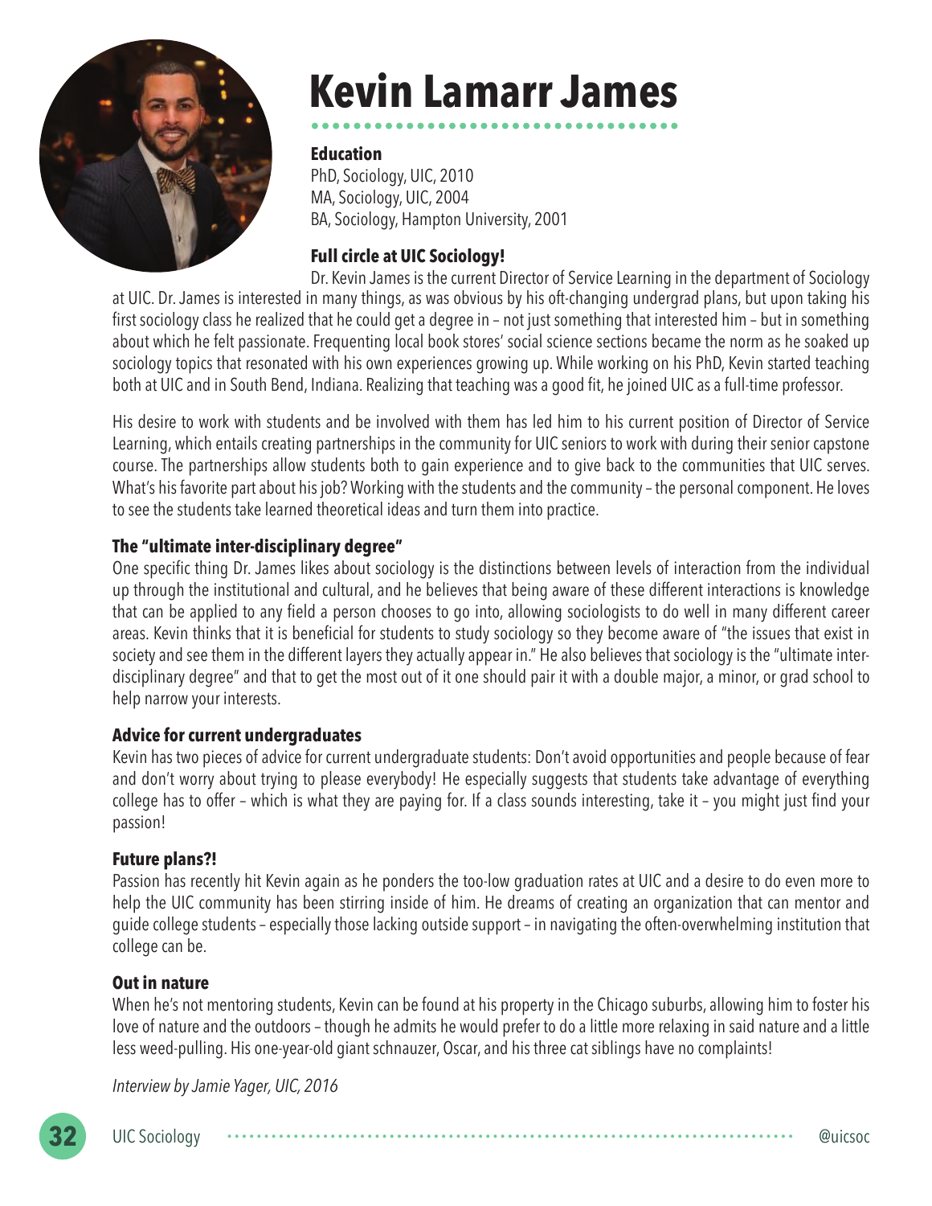# Kevin Lamarr James

**Education**

PhD, Sociology, UIC, 2010
MA, Sociology, UIC, 2004
BA, Sociology, Hampton University, 2001

### Full circle at UIC Sociology!

Dr. Kevin James is the current Director of Service Learning in the department of Sociology at UIC. Dr. James is interested in many things, as was obvious by his oft-changing undergrad plans, but upon taking his first sociology class he realized that he could get a degree in – not just something that interested him – but in something about which he felt passionate. Frequenting local book stores' social science sections became the norm as he soaked up sociology topics that resonated with his own experiences growing up. While working on his PhD, Kevin started teaching both at UIC and in South Bend, Indiana. Realizing that teaching was a good fit, he joined UIC as a full-time professor.

His desire to work with students and be involved with them has led him to his current position of Director of Service Learning, which entails creating partnerships in the community for UIC seniors to work with during their senior capstone course. The partnerships allow students both to gain experience and to give back to the communities that UIC serves. What's his favorite part about his job? Working with the students and the community – the personal component. He loves to see the students take learned theoretical ideas and turn them into practice.

### The "ultimate inter-disciplinary degree"

One specific thing Dr. James likes about sociology is the distinctions between levels of interaction from the individual up through the institutional and cultural, and he believes that being aware of these different interactions is knowledge that can be applied to any field a person chooses to go into, allowing sociologists to do well in many different career areas. Kevin thinks that it is beneficial for students to study sociology so they become aware of "the issues that exist in society and see them in the different layers they actually appear in." He also believes that sociology is the "ultimate inter-disciplinary degree" and that to get the most out of it one should pair it with a double major, a minor, or grad school to help narrow your interests.

### Advice for current undergraduates

Kevin has two pieces of advice for current undergraduate students: Don't avoid opportunities and people because of fear and don't worry about trying to please everybody! He especially suggests that students take advantage of everything college has to offer – which is what they are paying for. If a class sounds interesting, take it – you might just find your passion!

### Future plans?!

Passion has recently hit Kevin again as he ponders the too-low graduation rates at UIC and a desire to do even more to help the UIC community has been stirring inside of him. He dreams of creating an organization that can mentor and guide college students – especially those lacking outside support – in navigating the often-overwhelming institution that college can be.

### Out in nature

When he's not mentoring students, Kevin can be found at his property in the Chicago suburbs, allowing him to foster his love of nature and the outdoors – though he admits he would prefer to do a little more relaxing in said nature and a little less weed-pulling. His one-year-old giant schnauzer, Oscar, and his three cat siblings have no complaints!

*Interview by Jamie Yager, UIC, 2016*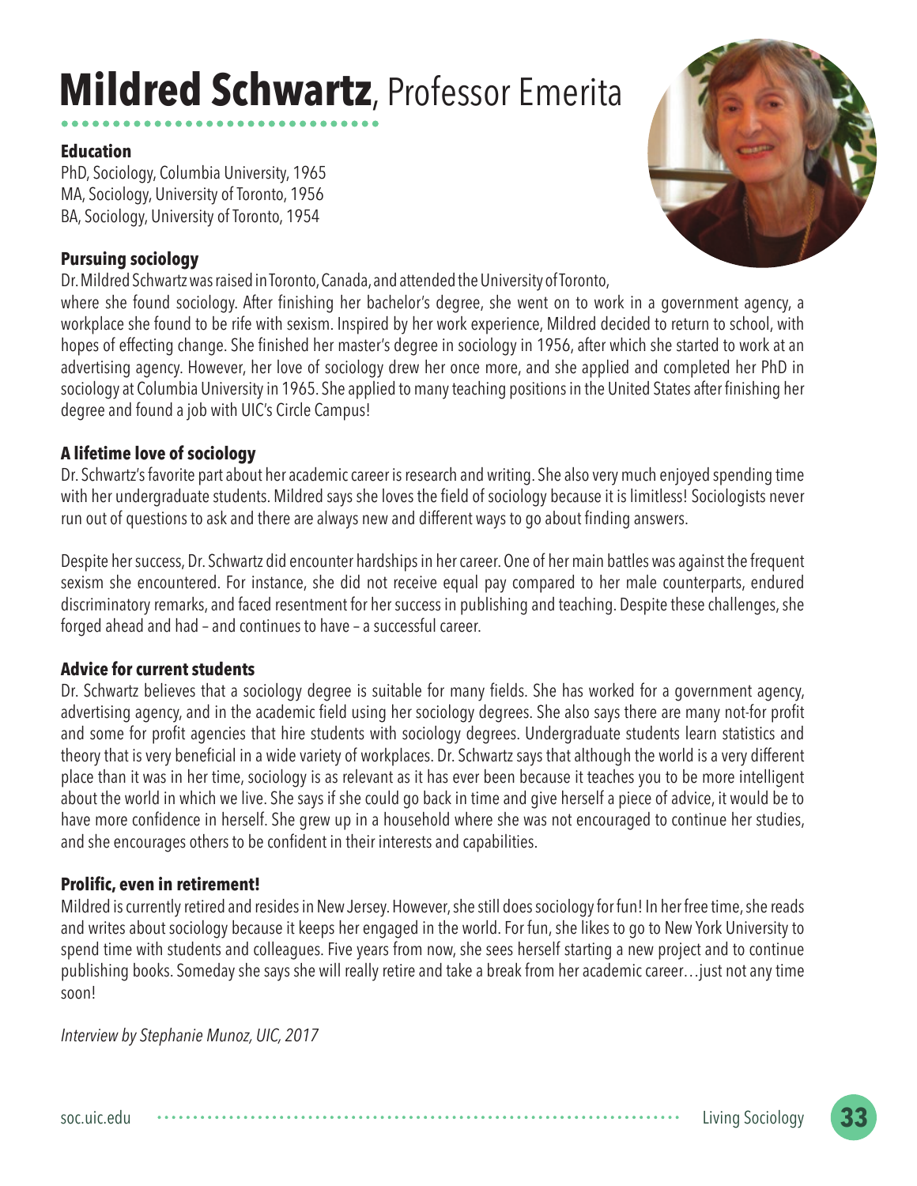# **Mildred Schwartz**, Professor Emerita

### Education

PhD, Sociology, Columbia University, 1965
MA, Sociology, University of Toronto, 1956
BA, Sociology, University of Toronto, 1954

### Pursuing sociology

Dr. Mildred Schwartz was raised in Toronto, Canada, and attended the University of Toronto, where she found sociology. After finishing her bachelor's degree, she went on to work in a government agency, a workplace she found to be rife with sexism. Inspired by her work experience, Mildred decided to return to school, with hopes of effecting change. She finished her master's degree in sociology in 1956, after which she started to work at an advertising agency. However, her love of sociology drew her once more, and she applied and completed her PhD in sociology at Columbia University in 1965. She applied to many teaching positions in the United States after finishing her degree and found a job with UIC's Circle Campus!

### A lifetime love of sociology

Dr. Schwartz's favorite part about her academic career is research and writing. She also very much enjoyed spending time with her undergraduate students. Mildred says she loves the field of sociology because it is limitless! Sociologists never run out of questions to ask and there are always new and different ways to go about finding answers.

Despite her success, Dr. Schwartz did encounter hardships in her career. One of her main battles was against the frequent sexism she encountered. For instance, she did not receive equal pay compared to her male counterparts, endured discriminatory remarks, and faced resentment for her success in publishing and teaching. Despite these challenges, she forged ahead and had – and continues to have – a successful career.

### Advice for current students

Dr. Schwartz believes that a sociology degree is suitable for many fields. She has worked for a government agency, advertising agency, and in the academic field using her sociology degrees. She also says there are many not-for profit and some for profit agencies that hire students with sociology degrees. Undergraduate students learn statistics and theory that is very beneficial in a wide variety of workplaces. Dr. Schwartz says that although the world is a very different place than it was in her time, sociology is as relevant as it has ever been because it teaches you to be more intelligent about the world in which we live. She says if she could go back in time and give herself a piece of advice, it would be to have more confidence in herself. She grew up in a household where she was not encouraged to continue her studies, and she encourages others to be confident in their interests and capabilities.

### Prolific, even in retirement!

Mildred is currently retired and resides in New Jersey. However, she still does sociology for fun! In her free time, she reads and writes about sociology because it keeps her engaged in the world. For fun, she likes to go to New York University to spend time with students and colleagues. Five years from now, she sees herself starting a new project and to continue publishing books. Someday she says she will really retire and take a break from her academic career…just not any time soon!

*Interview by Stephanie Munoz, UIC, 2017*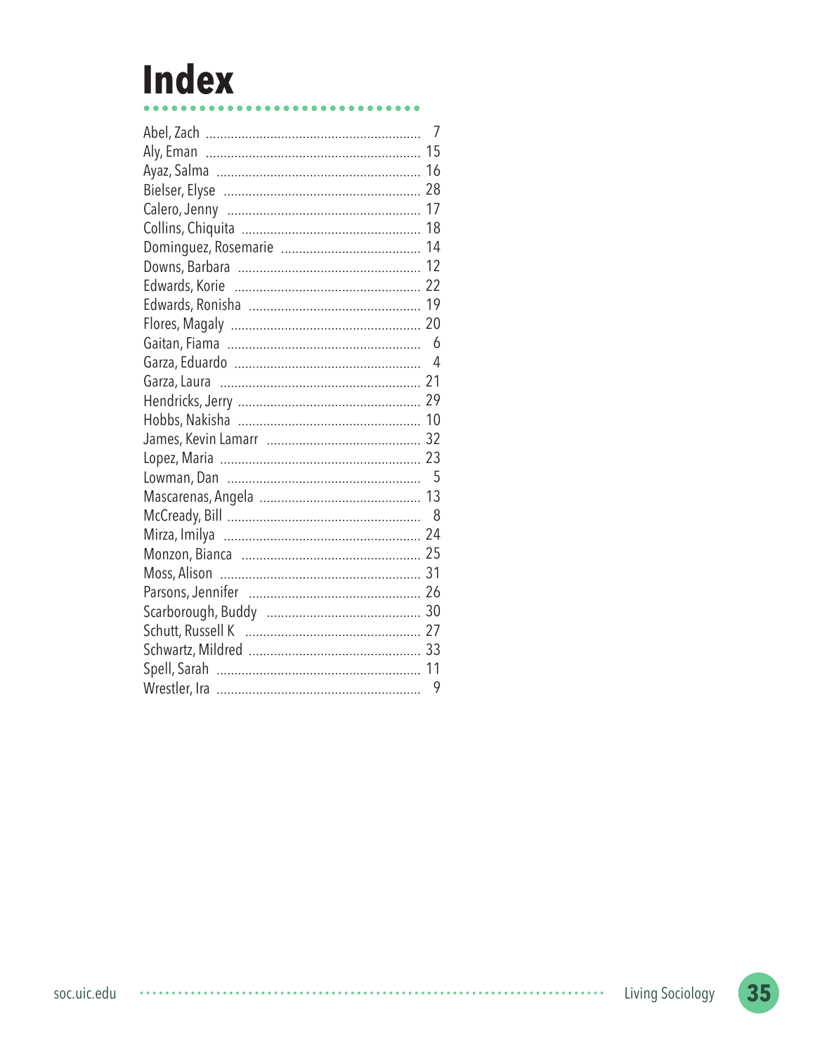# Index

Abel, Zach ........................................................ 7
Aly, Eman ........................................................ 15
Ayaz, Salma ........................................................ 16
Bielser, Elyse ........................................................ 28
Calero, Jenny ........................................................ 17
Collins, Chiquita ........................................................ 18
Dominguez, Rosemarie ........................................................ 14
Downs, Barbara ........................................................ 12
Edwards, Korie ........................................................ 22
Edwards, Ronisha ........................................................ 19
Flores, Magaly ........................................................ 20
Gaitan, Fiama ........................................................ 6
Garza, Eduardo ........................................................ 4
Garza, Laura ........................................................ 21
Hendricks, Jerry ........................................................ 29
Hobbs, Nakisha ........................................................ 10
James, Kevin Lamarr ........................................................ 32
Lopez, Maria ........................................................ 23
Lowman, Dan ........................................................ 5
Mascarenas, Angela ........................................................ 13
McCready, Bill ........................................................ 8
Mirza, Imilya ........................................................ 24
Monzon, Bianca ........................................................ 25
Moss, Alison ........................................................ 31
Parsons, Jennifer ........................................................ 26
Scarborough, Buddy ........................................................ 30
Schutt, Russell K ........................................................ 27
Schwartz, Mildred ........................................................ 33
Spell, Sarah ........................................................ 11
Wrestler, Ira ........................................................ 9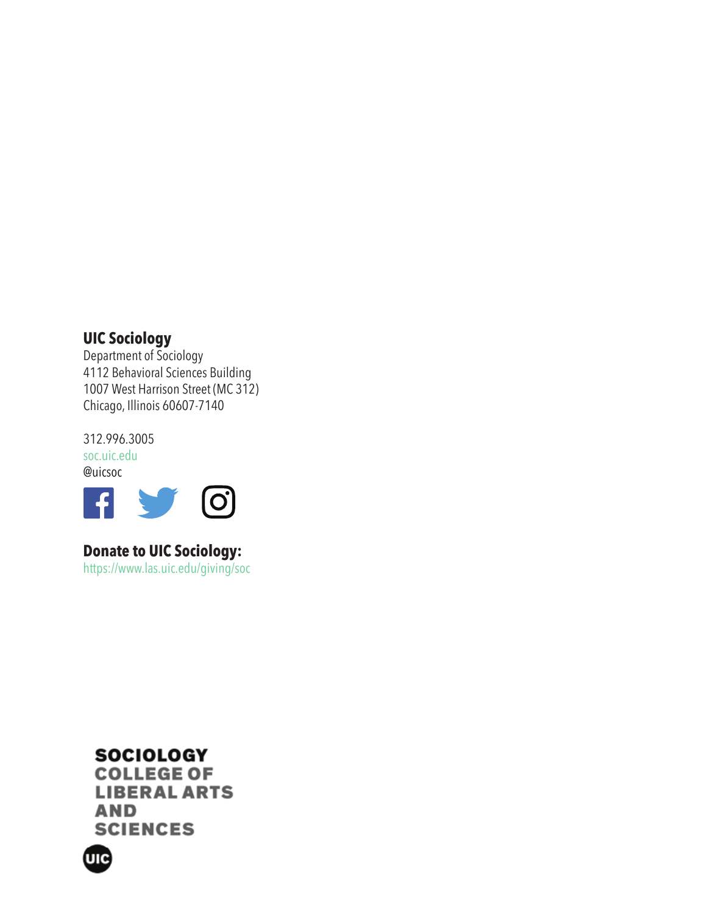**UIC Sociology**
Department of Sociology
4112 Behavioral Sciences Building
1007 West Harrison Street (MC 312)
Chicago, Illinois 60607-7140

312.996.3005
soc.uic.edu
@uicsoc

**Donate to UIC Sociology:**
https://www.las.uic.edu/giving/soc

**SOCIOLOGY**
**COLLEGE OF LIBERAL ARTS AND SCIENCES**